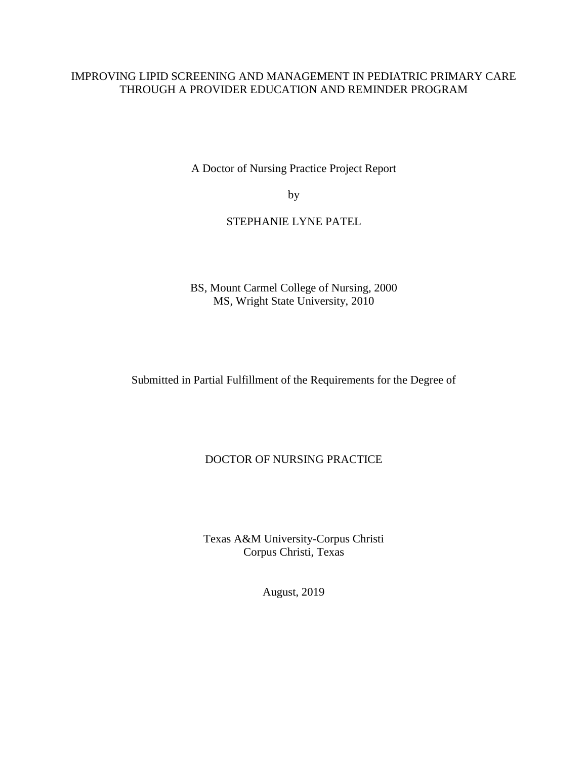# IMPROVING LIPID SCREENING AND MANAGEMENT IN PEDIATRIC PRIMARY CARE THROUGH A PROVIDER EDUCATION AND REMINDER PROGRAM

A Doctor of Nursing Practice Project Report

by

STEPHANIE LYNE PATEL

BS, Mount Carmel College of Nursing, 2000
MS, Wright State University, 2010

Submitted in Partial Fulfillment of the Requirements for the Degree of

DOCTOR OF NURSING PRACTICE

Texas A&M University-Corpus Christi
Corpus Christi, Texas

August, 2019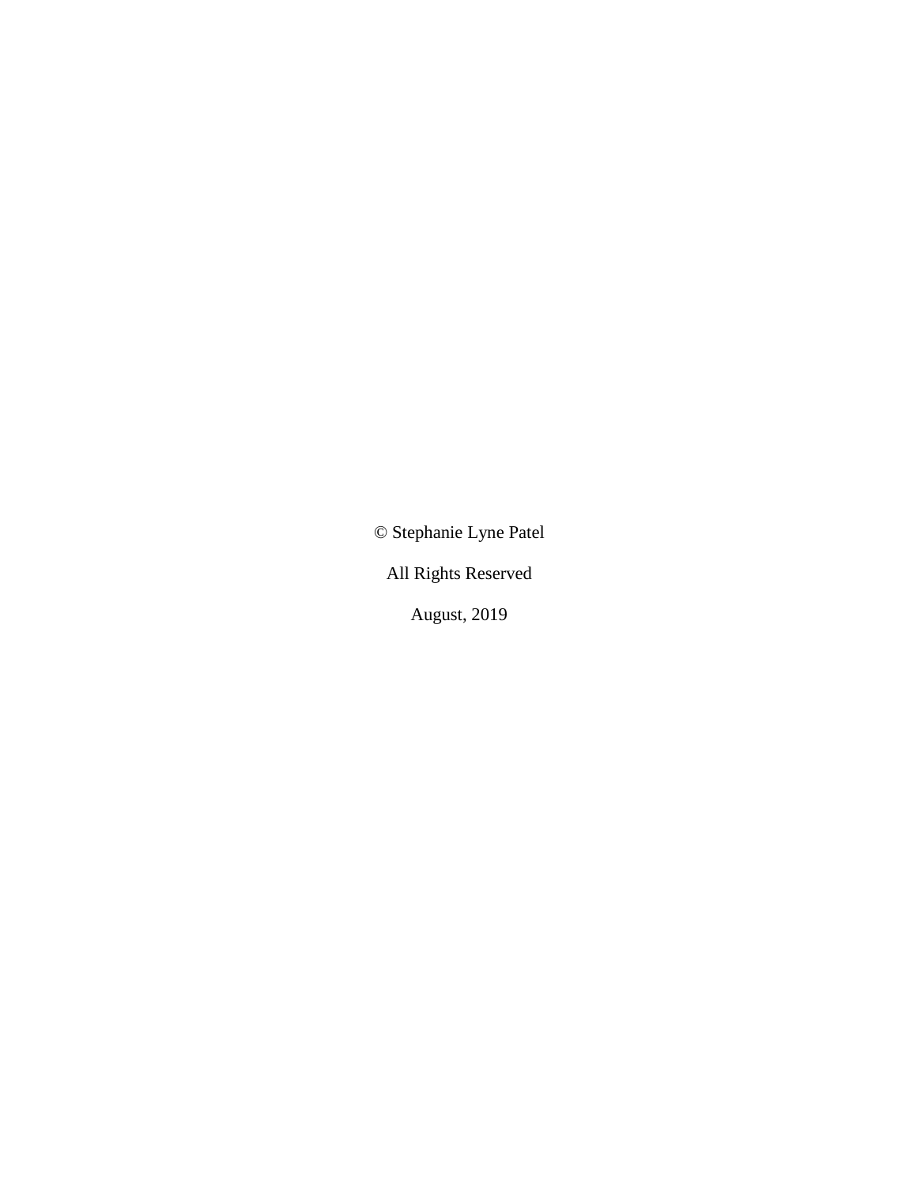© Stephanie Lyne Patel

All Rights Reserved

August, 2019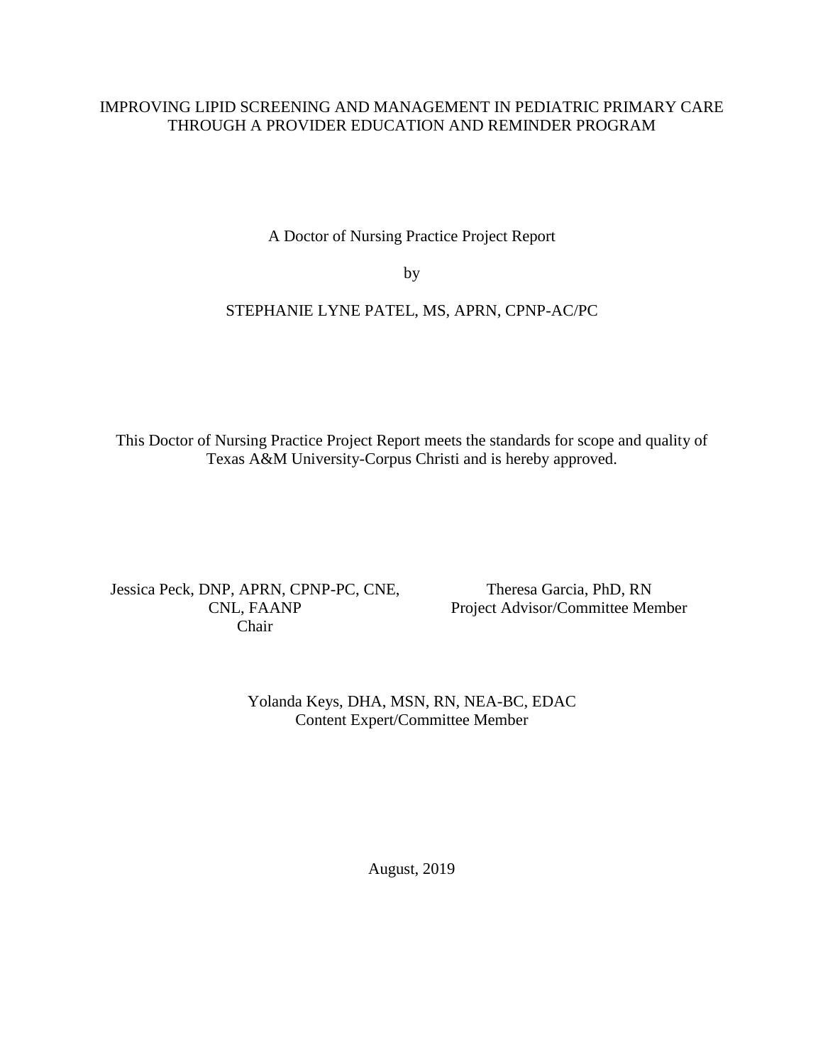IMPROVING LIPID SCREENING AND MANAGEMENT IN PEDIATRIC PRIMARY CARE THROUGH A PROVIDER EDUCATION AND REMINDER PROGRAM

A Doctor of Nursing Practice Project Report

by

STEPHANIE LYNE PATEL, MS, APRN, CPNP-AC/PC

This Doctor of Nursing Practice Project Report meets the standards for scope and quality of Texas A&M University-Corpus Christi and is hereby approved.

Jessica Peck, DNP, APRN, CPNP-PC, CNE, CNL, FAANP
Chair

Theresa Garcia, PhD, RN
Project Advisor/Committee Member

Yolanda Keys, DHA, MSN, RN, NEA-BC, EDAC
Content Expert/Committee Member

August, 2019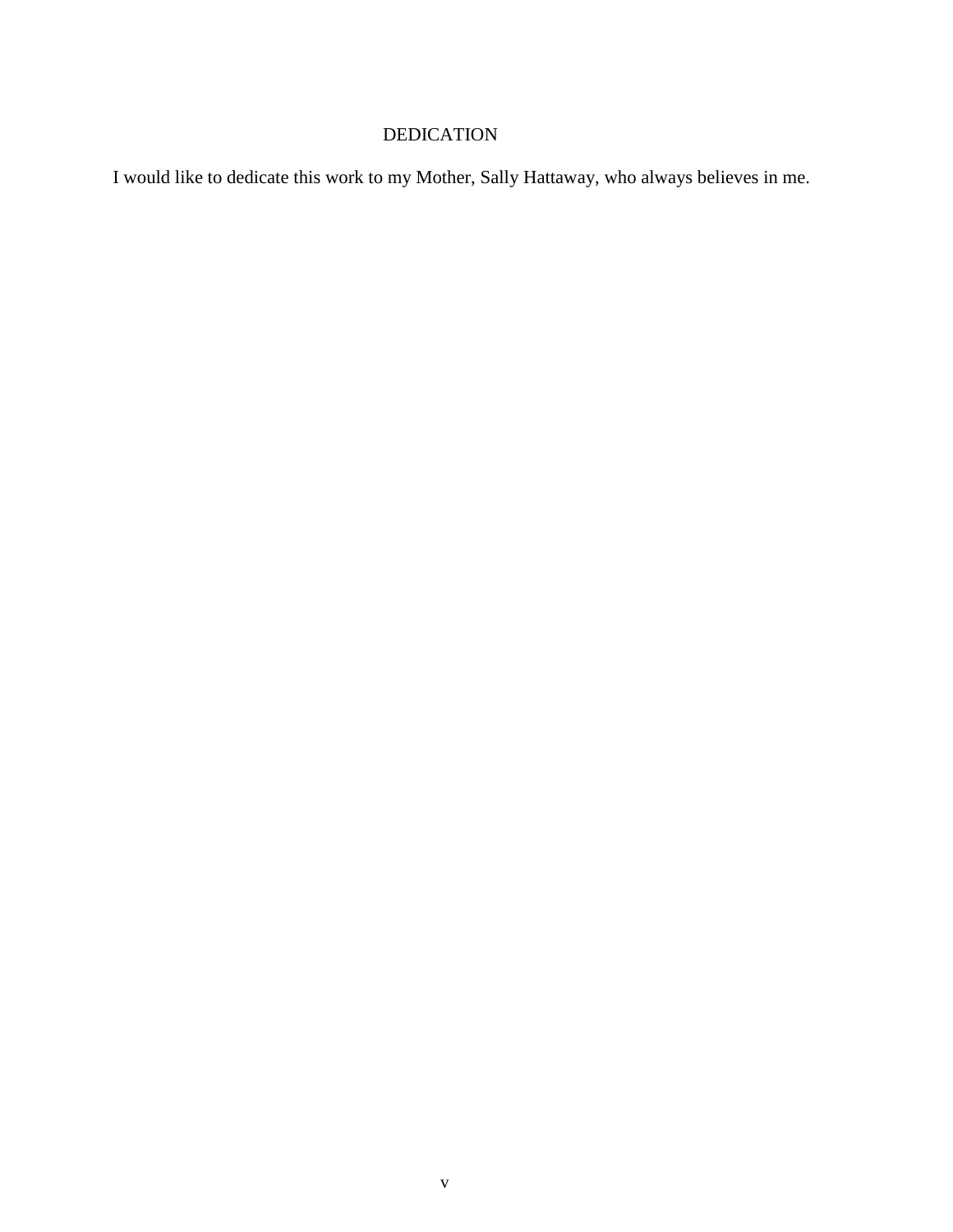# DEDICATION

I would like to dedicate this work to my Mother, Sally Hattaway, who always believes in me.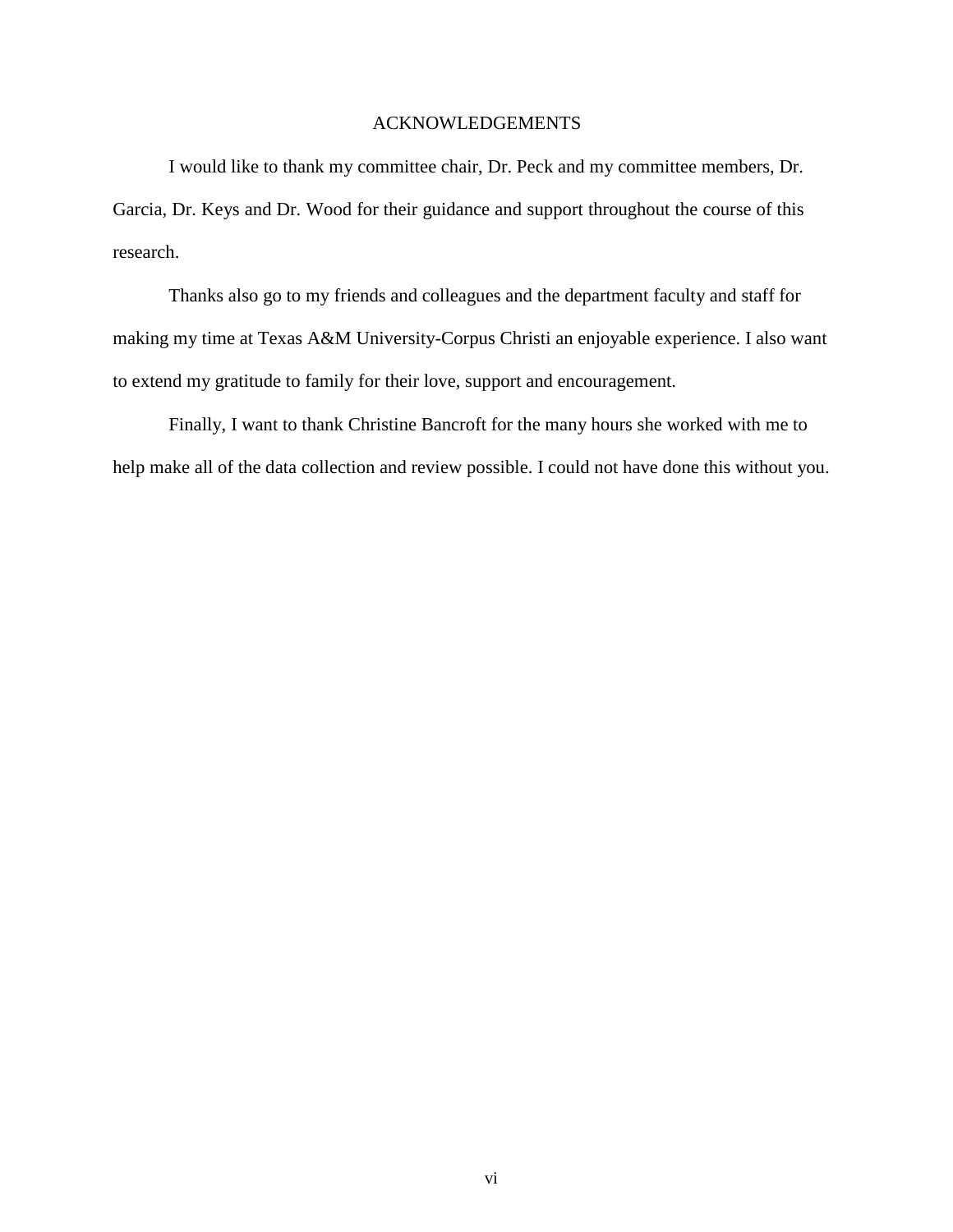# ACKNOWLEDGEMENTS

I would like to thank my committee chair, Dr. Peck and my committee members, Dr. Garcia, Dr. Keys and Dr. Wood for their guidance and support throughout the course of this research.

Thanks also go to my friends and colleagues and the department faculty and staff for making my time at Texas A&M University-Corpus Christi an enjoyable experience. I also want to extend my gratitude to family for their love, support and encouragement.

Finally, I want to thank Christine Bancroft for the many hours she worked with me to help make all of the data collection and review possible. I could not have done this without you.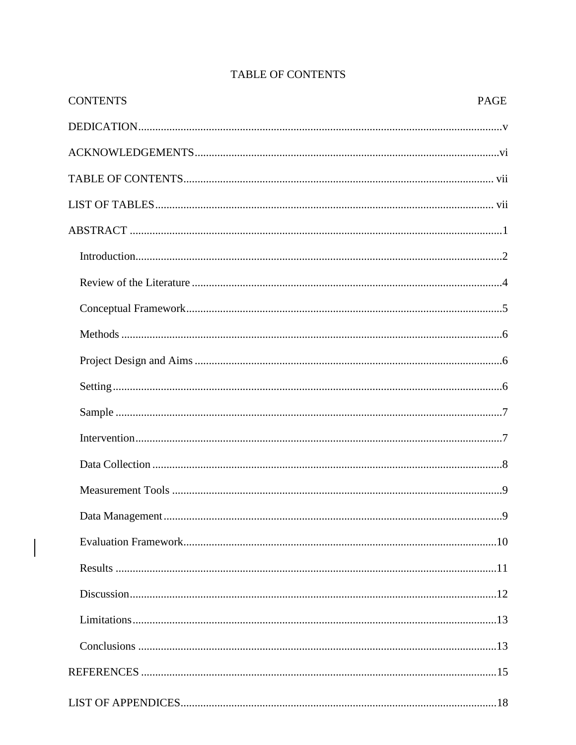# TABLE OF CONTENTS

| CONTENTS | PAGE |
|---|---|
| DEDICATION | v |
| ACKNOWLEDGEMENTS | vi |
| TABLE OF CONTENTS | vii |
| LIST OF TABLES | vii |
| ABSTRACT | 1 |
| Introduction | 2 |
| Review of the Literature | 4 |
| Conceptual Framework | 5 |
| Methods | 6 |
| Project Design and Aims | 6 |
| Setting | 6 |
| Sample | 7 |
| Intervention | 7 |
| Data Collection | 8 |
| Measurement Tools | 9 |
| Data Management | 9 |
| Evaluation Framework | 10 |
| Results | 11 |
| Discussion | 12 |
| Limitations | 13 |
| Conclusions | 13 |
| REFERENCES | 15 |
| LIST OF APPENDICES | 18 |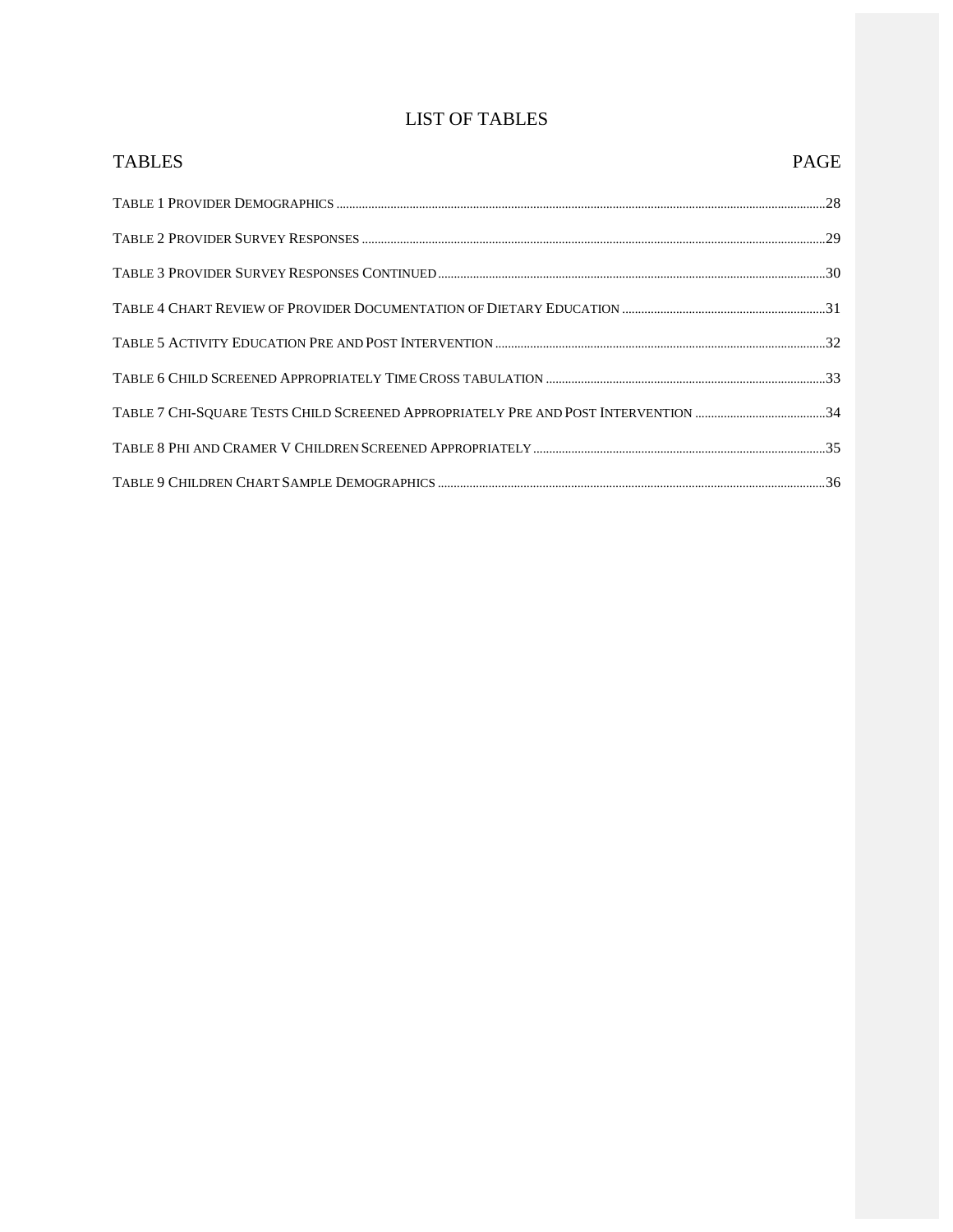# LIST OF TABLES

| TABLES | PAGE |
| --- | --- |
| TABLE 1 PROVIDER DEMOGRAPHICS | 28 |
| TABLE 2 PROVIDER SURVEY RESPONSES | 29 |
| TABLE 3 PROVIDER SURVEY RESPONSES CONTINUED | 30 |
| TABLE 4 CHART REVIEW OF PROVIDER DOCUMENTATION OF DIETARY EDUCATION | 31 |
| TABLE 5 ACTIVITY EDUCATION PRE AND POST INTERVENTION | 32 |
| TABLE 6 CHILD SCREENED APPROPRIATELY TIME CROSS TABULATION | 33 |
| TABLE 7 CHI-SQUARE TESTS CHILD SCREENED APPROPRIATELY PRE AND POST INTERVENTION | 34 |
| TABLE 8 PHI AND CRAMER V CHILDREN SCREENED APPROPRIATELY | 35 |
| TABLE 9 CHILDREN CHART SAMPLE DEMOGRAPHICS | 36 |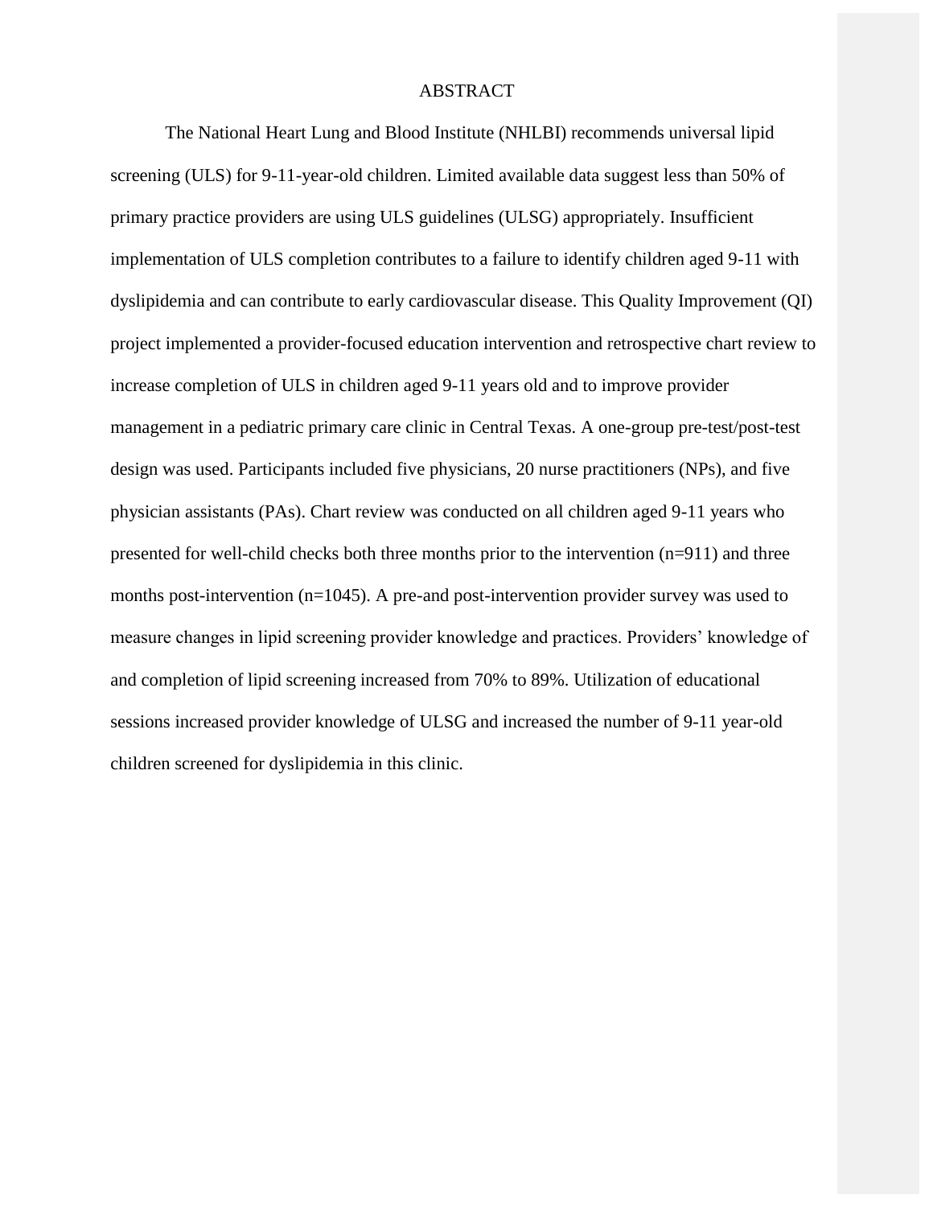# ABSTRACT

The National Heart Lung and Blood Institute (NHLBI) recommends universal lipid screening (ULS) for 9-11-year-old children. Limited available data suggest less than 50% of primary practice providers are using ULS guidelines (ULSG) appropriately. Insufficient implementation of ULS completion contributes to a failure to identify children aged 9-11 with dyslipidemia and can contribute to early cardiovascular disease. This Quality Improvement (QI) project implemented a provider-focused education intervention and retrospective chart review to increase completion of ULS in children aged 9-11 years old and to improve provider management in a pediatric primary care clinic in Central Texas. A one-group pre-test/post-test design was used. Participants included five physicians, 20 nurse practitioners (NPs), and five physician assistants (PAs). Chart review was conducted on all children aged 9-11 years who presented for well-child checks both three months prior to the intervention (n=911) and three months post-intervention (n=1045). A pre-and post-intervention provider survey was used to measure changes in lipid screening provider knowledge and practices. Providers' knowledge of and completion of lipid screening increased from 70% to 89%. Utilization of educational sessions increased provider knowledge of ULSG and increased the number of 9-11 year-old children screened for dyslipidemia in this clinic.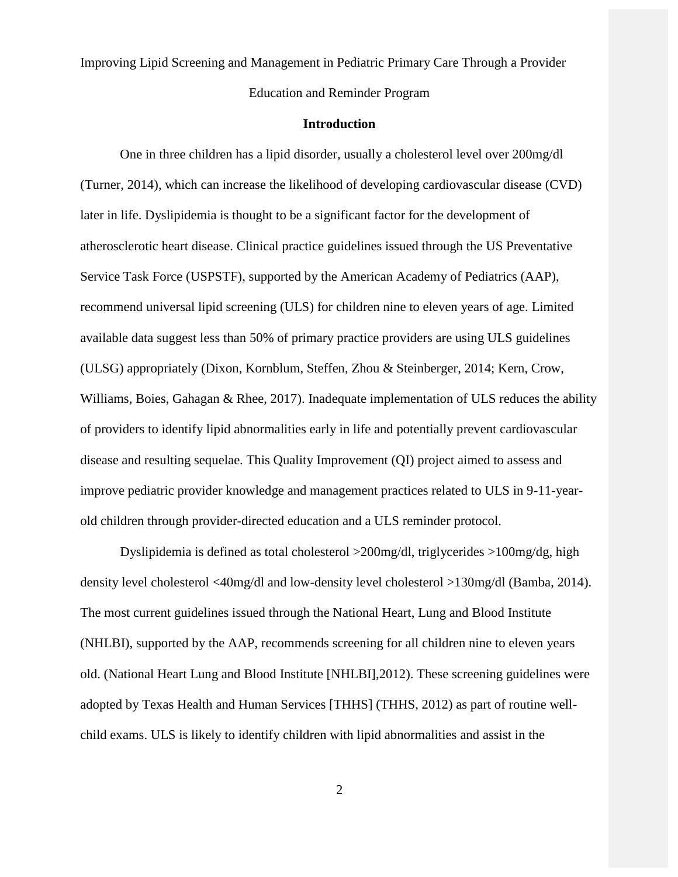Improving Lipid Screening and Management in Pediatric Primary Care Through a Provider Education and Reminder Program

## Introduction

One in three children has a lipid disorder, usually a cholesterol level over 200mg/dl (Turner, 2014), which can increase the likelihood of developing cardiovascular disease (CVD) later in life. Dyslipidemia is thought to be a significant factor for the development of atherosclerotic heart disease. Clinical practice guidelines issued through the US Preventative Service Task Force (USPSTF), supported by the American Academy of Pediatrics (AAP), recommend universal lipid screening (ULS) for children nine to eleven years of age. Limited available data suggest less than 50% of primary practice providers are using ULS guidelines (ULSG) appropriately (Dixon, Kornblum, Steffen, Zhou & Steinberger, 2014; Kern, Crow, Williams, Boies, Gahagan & Rhee, 2017). Inadequate implementation of ULS reduces the ability of providers to identify lipid abnormalities early in life and potentially prevent cardiovascular disease and resulting sequelae. This Quality Improvement (QI) project aimed to assess and improve pediatric provider knowledge and management practices related to ULS in 9-11-year-old children through provider-directed education and a ULS reminder protocol.

Dyslipidemia is defined as total cholesterol >200mg/dl, triglycerides >100mg/dg, high density level cholesterol <40mg/dl and low-density level cholesterol >130mg/dl (Bamba, 2014). The most current guidelines issued through the National Heart, Lung and Blood Institute (NHLBI), supported by the AAP, recommends screening for all children nine to eleven years old. (National Heart Lung and Blood Institute [NHLBI],2012). These screening guidelines were adopted by Texas Health and Human Services [THHS] (THHS, 2012) as part of routine well-child exams. ULS is likely to identify children with lipid abnormalities and assist in the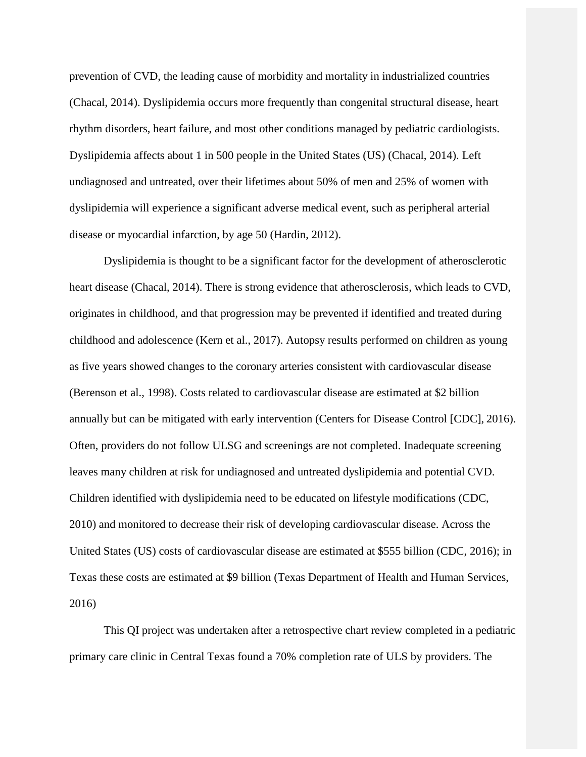prevention of CVD, the leading cause of morbidity and mortality in industrialized countries (Chacal, 2014). Dyslipidemia occurs more frequently than congenital structural disease, heart rhythm disorders, heart failure, and most other conditions managed by pediatric cardiologists. Dyslipidemia affects about 1 in 500 people in the United States (US) (Chacal, 2014). Left undiagnosed and untreated, over their lifetimes about 50% of men and 25% of women with dyslipidemia will experience a significant adverse medical event, such as peripheral arterial disease or myocardial infarction, by age 50 (Hardin, 2012).

Dyslipidemia is thought to be a significant factor for the development of atherosclerotic heart disease (Chacal, 2014). There is strong evidence that atherosclerosis, which leads to CVD, originates in childhood, and that progression may be prevented if identified and treated during childhood and adolescence (Kern et al., 2017). Autopsy results performed on children as young as five years showed changes to the coronary arteries consistent with cardiovascular disease (Berenson et al., 1998). Costs related to cardiovascular disease are estimated at $2 billion annually but can be mitigated with early intervention (Centers for Disease Control [CDC], 2016). Often, providers do not follow ULSG and screenings are not completed. Inadequate screening leaves many children at risk for undiagnosed and untreated dyslipidemia and potential CVD. Children identified with dyslipidemia need to be educated on lifestyle modifications (CDC, 2010) and monitored to decrease their risk of developing cardiovascular disease. Across the United States (US) costs of cardiovascular disease are estimated at $555 billion (CDC, 2016); in Texas these costs are estimated at $9 billion (Texas Department of Health and Human Services, 2016)

This QI project was undertaken after a retrospective chart review completed in a pediatric primary care clinic in Central Texas found a 70% completion rate of ULS by providers. The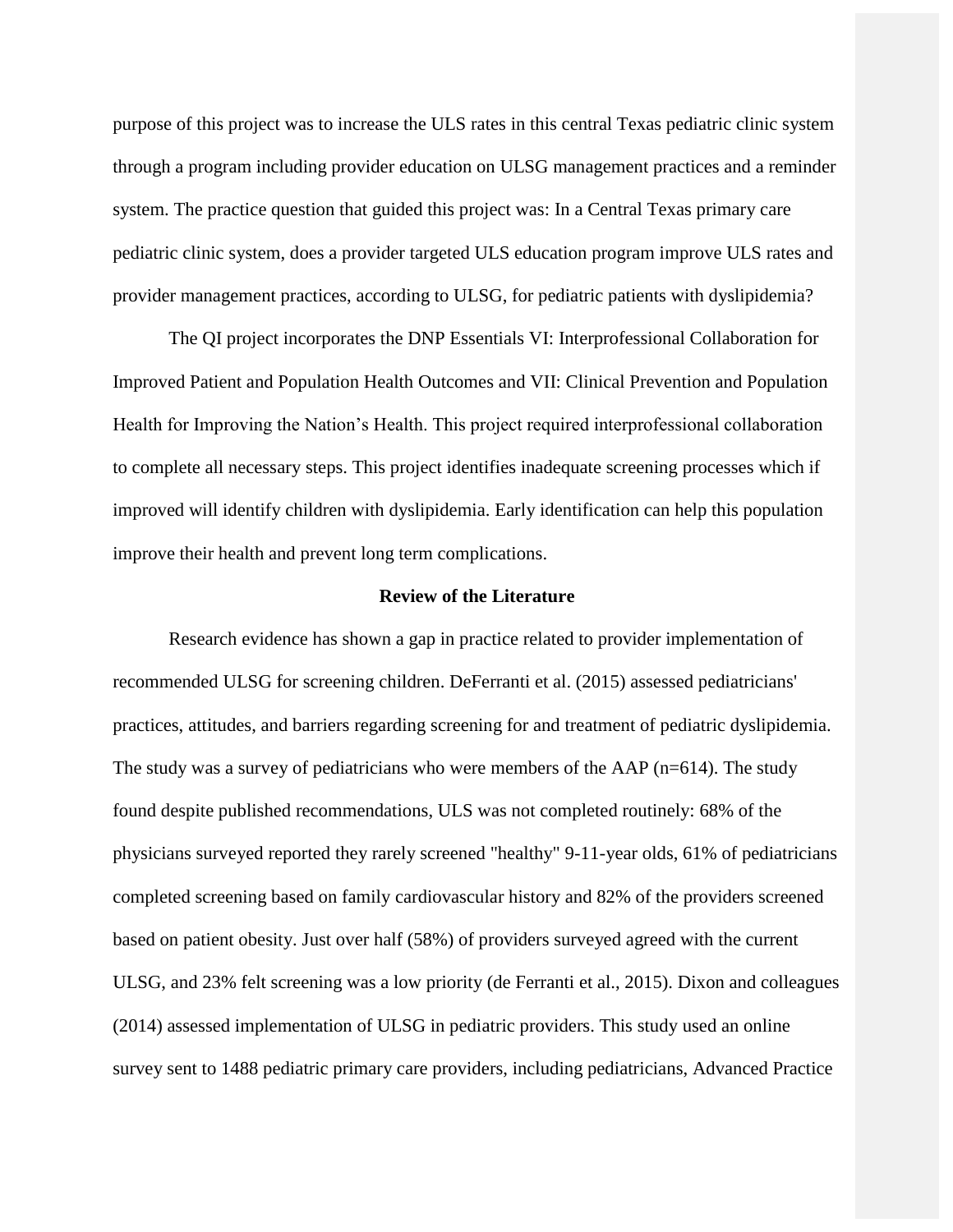purpose of this project was to increase the ULS rates in this central Texas pediatric clinic system through a program including provider education on ULSG management practices and a reminder system. The practice question that guided this project was: In a Central Texas primary care pediatric clinic system, does a provider targeted ULS education program improve ULS rates and provider management practices, according to ULSG, for pediatric patients with dyslipidemia?

The QI project incorporates the DNP Essentials VI: Interprofessional Collaboration for Improved Patient and Population Health Outcomes and VII: Clinical Prevention and Population Health for Improving the Nation's Health. This project required interprofessional collaboration to complete all necessary steps. This project identifies inadequate screening processes which if improved will identify children with dyslipidemia. Early identification can help this population improve their health and prevent long term complications.

## Review of the Literature

Research evidence has shown a gap in practice related to provider implementation of recommended ULSG for screening children. DeFerranti et al. (2015) assessed pediatricians' practices, attitudes, and barriers regarding screening for and treatment of pediatric dyslipidemia. The study was a survey of pediatricians who were members of the AAP (n=614). The study found despite published recommendations, ULS was not completed routinely: 68% of the physicians surveyed reported they rarely screened "healthy" 9-11-year olds, 61% of pediatricians completed screening based on family cardiovascular history and 82% of the providers screened based on patient obesity. Just over half (58%) of providers surveyed agreed with the current ULSG, and 23% felt screening was a low priority (de Ferranti et al., 2015). Dixon and colleagues (2014) assessed implementation of ULSG in pediatric providers. This study used an online survey sent to 1488 pediatric primary care providers, including pediatricians, Advanced Practice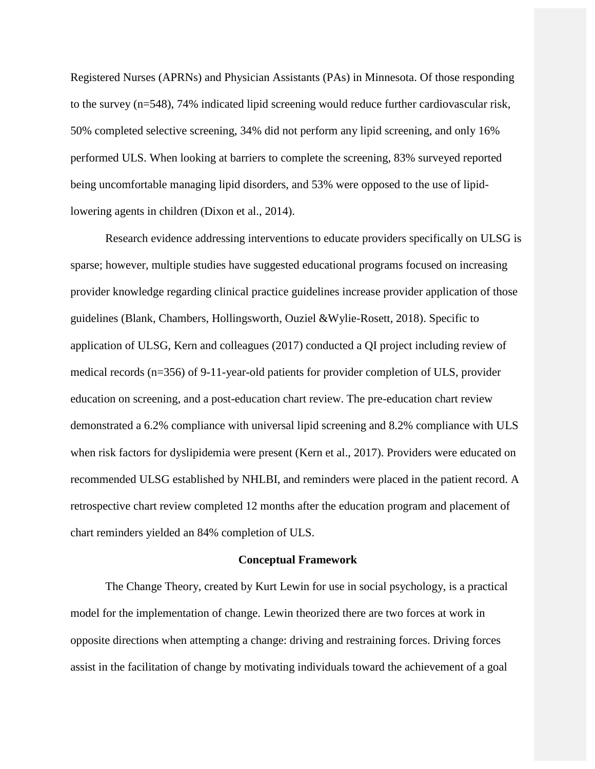Registered Nurses (APRNs) and Physician Assistants (PAs) in Minnesota. Of those responding to the survey (n=548), 74% indicated lipid screening would reduce further cardiovascular risk, 50% completed selective screening, 34% did not perform any lipid screening, and only 16% performed ULS. When looking at barriers to complete the screening, 83% surveyed reported being uncomfortable managing lipid disorders, and 53% were opposed to the use of lipid-lowering agents in children (Dixon et al., 2014).

Research evidence addressing interventions to educate providers specifically on ULSG is sparse; however, multiple studies have suggested educational programs focused on increasing provider knowledge regarding clinical practice guidelines increase provider application of those guidelines (Blank, Chambers, Hollingsworth, Ouziel &Wylie-Rosett, 2018). Specific to application of ULSG, Kern and colleagues (2017) conducted a QI project including review of medical records (n=356) of 9-11-year-old patients for provider completion of ULS, provider education on screening, and a post-education chart review. The pre-education chart review demonstrated a 6.2% compliance with universal lipid screening and 8.2% compliance with ULS when risk factors for dyslipidemia were present (Kern et al., 2017). Providers were educated on recommended ULSG established by NHLBI, and reminders were placed in the patient record. A retrospective chart review completed 12 months after the education program and placement of chart reminders yielded an 84% completion of ULS.

## Conceptual Framework

The Change Theory, created by Kurt Lewin for use in social psychology, is a practical model for the implementation of change. Lewin theorized there are two forces at work in opposite directions when attempting a change: driving and restraining forces. Driving forces assist in the facilitation of change by motivating individuals toward the achievement of a goal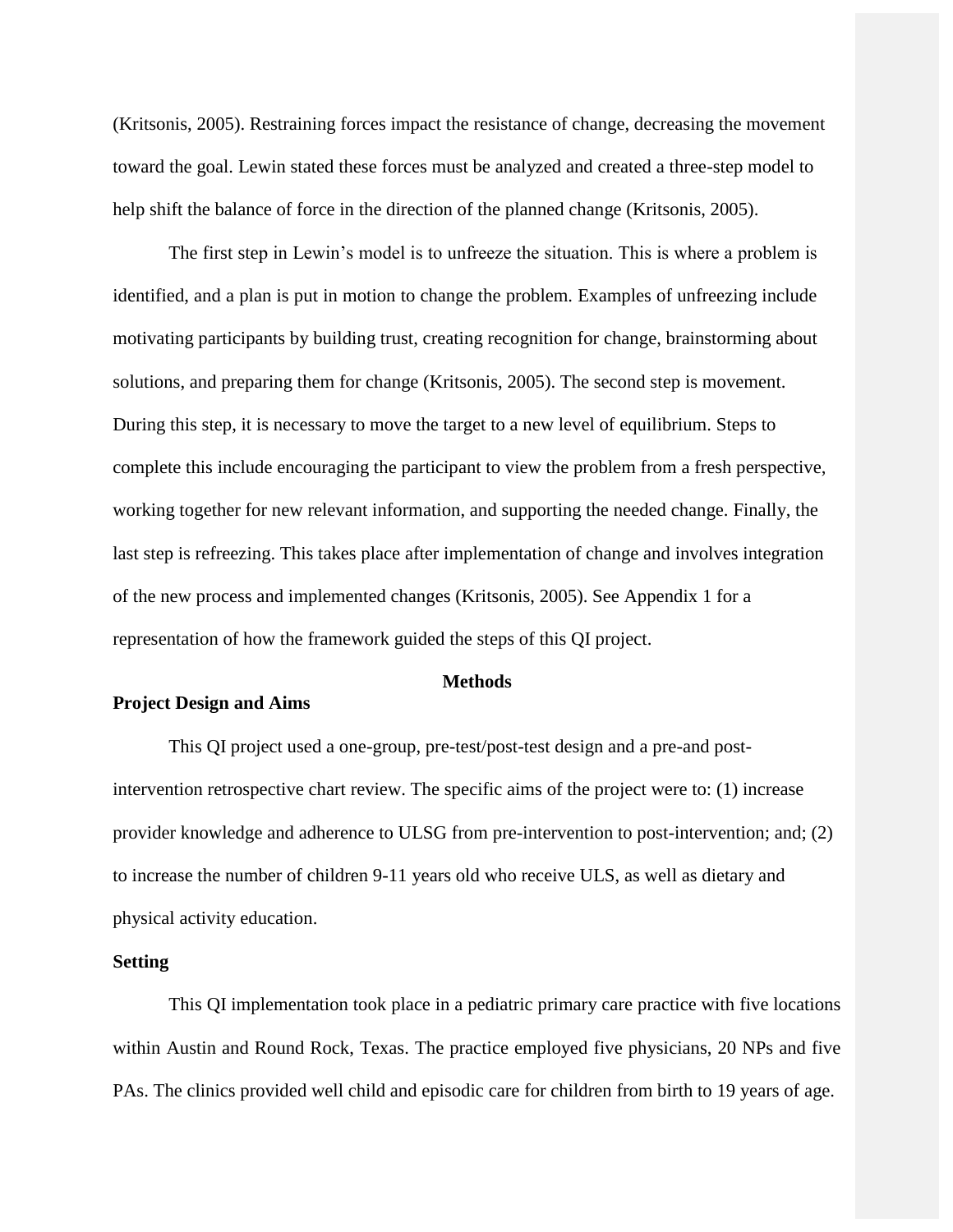(Kritsonis, 2005). Restraining forces impact the resistance of change, decreasing the movement toward the goal. Lewin stated these forces must be analyzed and created a three-step model to help shift the balance of force in the direction of the planned change (Kritsonis, 2005).

The first step in Lewin's model is to unfreeze the situation. This is where a problem is identified, and a plan is put in motion to change the problem. Examples of unfreezing include motivating participants by building trust, creating recognition for change, brainstorming about solutions, and preparing them for change (Kritsonis, 2005). The second step is movement. During this step, it is necessary to move the target to a new level of equilibrium. Steps to complete this include encouraging the participant to view the problem from a fresh perspective, working together for new relevant information, and supporting the needed change. Finally, the last step is refreezing. This takes place after implementation of change and involves integration of the new process and implemented changes (Kritsonis, 2005). See Appendix 1 for a representation of how the framework guided the steps of this QI project.

# Methods

## Project Design and Aims

This QI project used a one-group, pre-test/post-test design and a pre-and post-intervention retrospective chart review. The specific aims of the project were to: (1) increase provider knowledge and adherence to ULSG from pre-intervention to post-intervention; and; (2) to increase the number of children 9-11 years old who receive ULS, as well as dietary and physical activity education.

## Setting

This QI implementation took place in a pediatric primary care practice with five locations within Austin and Round Rock, Texas. The practice employed five physicians, 20 NPs and five PAs. The clinics provided well child and episodic care for children from birth to 19 years of age.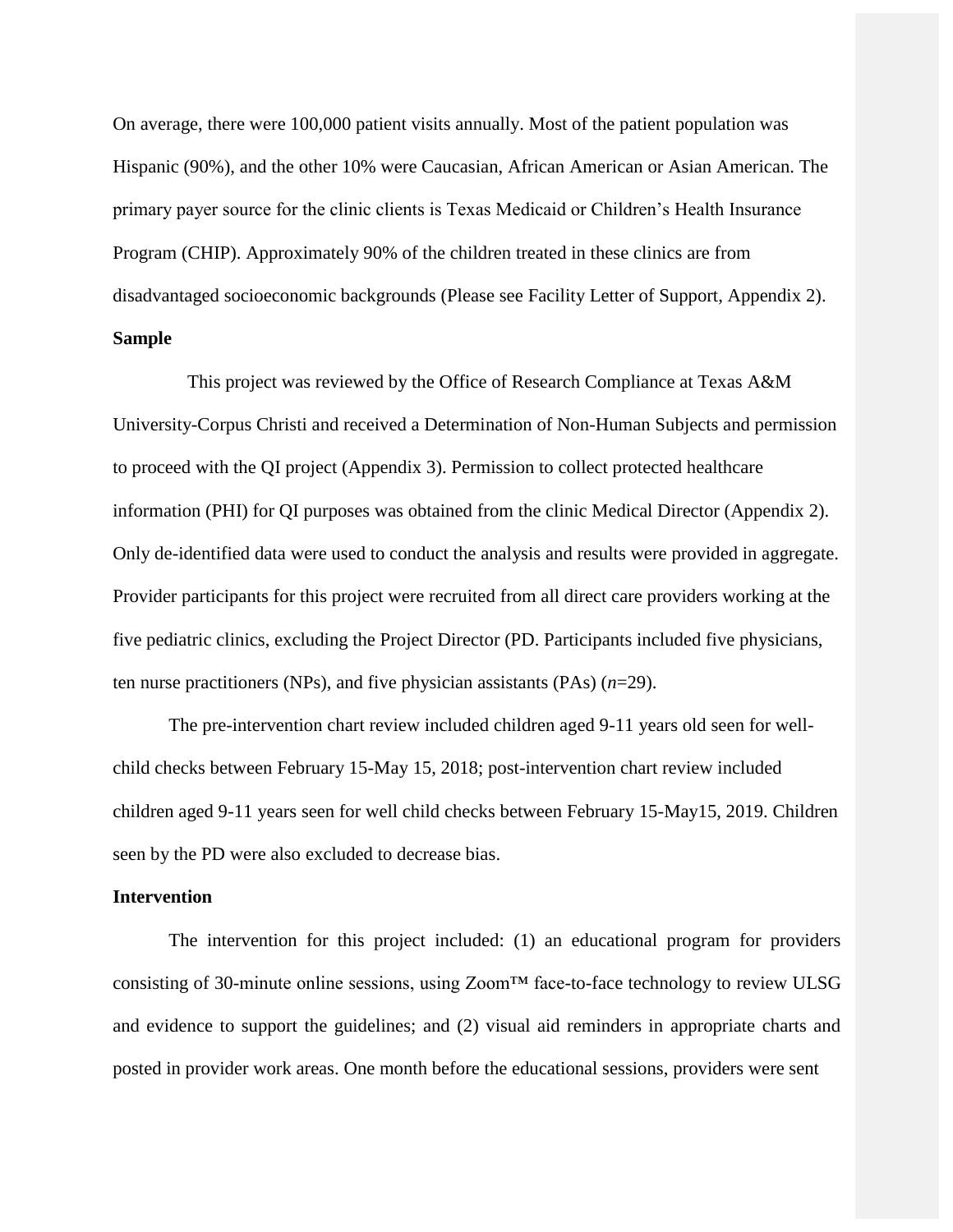On average, there were 100,000 patient visits annually. Most of the patient population was Hispanic (90%), and the other 10% were Caucasian, African American or Asian American. The primary payer source for the clinic clients is Texas Medicaid or Children's Health Insurance Program (CHIP). Approximately 90% of the children treated in these clinics are from disadvantaged socioeconomic backgrounds (Please see Facility Letter of Support, Appendix 2).

**Sample**

This project was reviewed by the Office of Research Compliance at Texas A&M University-Corpus Christi and received a Determination of Non-Human Subjects and permission to proceed with the QI project (Appendix 3). Permission to collect protected healthcare information (PHI) for QI purposes was obtained from the clinic Medical Director (Appendix 2). Only de-identified data were used to conduct the analysis and results were provided in aggregate. Provider participants for this project were recruited from all direct care providers working at the five pediatric clinics, excluding the Project Director (PD. Participants included five physicians, ten nurse practitioners (NPs), and five physician assistants (PAs) (*n*=29).

The pre-intervention chart review included children aged 9-11 years old seen for well-child checks between February 15-May 15, 2018; post-intervention chart review included children aged 9-11 years seen for well child checks between February 15-May15, 2019. Children seen by the PD were also excluded to decrease bias.

**Intervention**

The intervention for this project included: (1) an educational program for providers consisting of 30-minute online sessions, using Zoom™ face-to-face technology to review ULSG and evidence to support the guidelines; and (2) visual aid reminders in appropriate charts and posted in provider work areas. One month before the educational sessions, providers were sent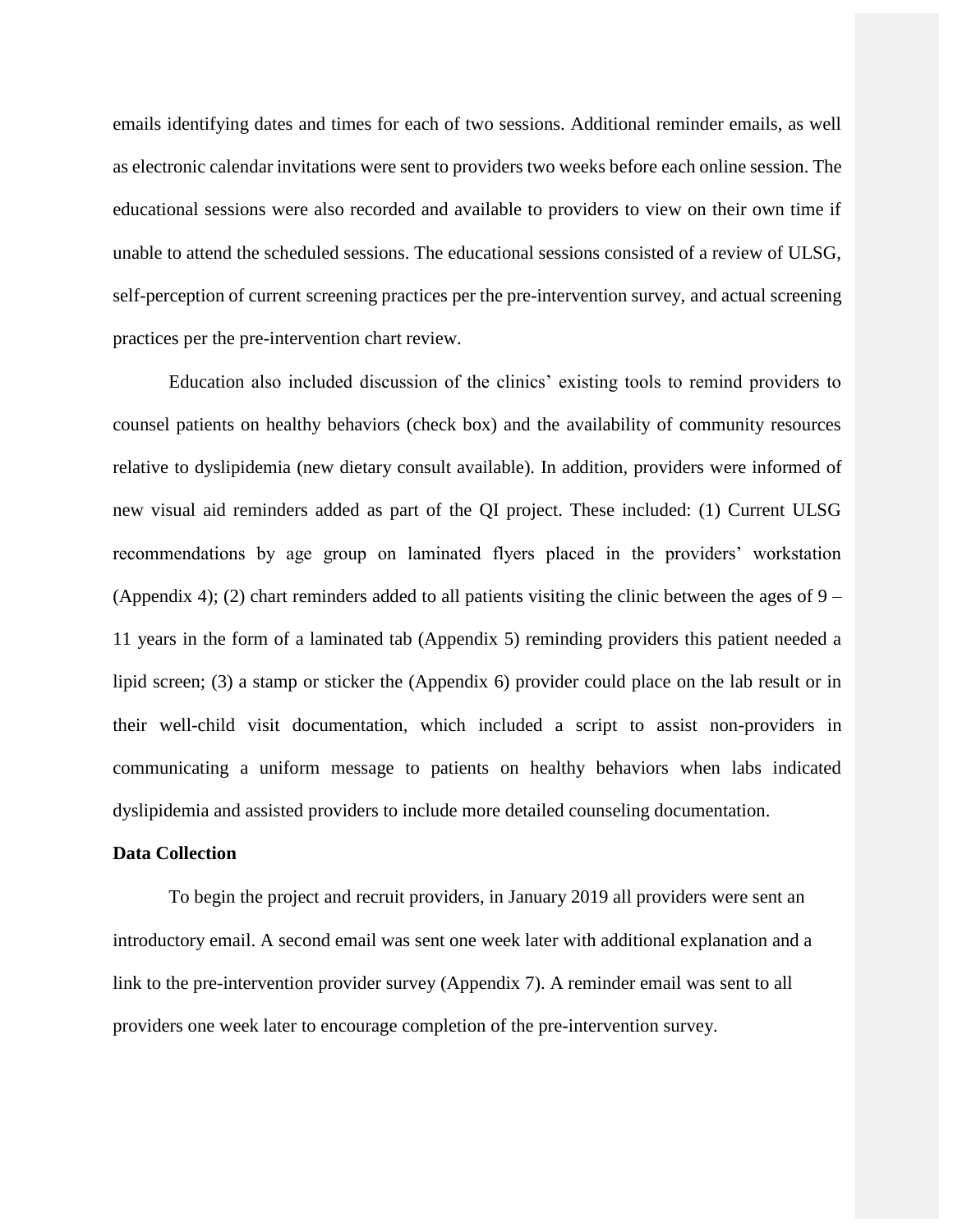emails identifying dates and times for each of two sessions. Additional reminder emails, as well as electronic calendar invitations were sent to providers two weeks before each online session. The educational sessions were also recorded and available to providers to view on their own time if unable to attend the scheduled sessions. The educational sessions consisted of a review of ULSG, self-perception of current screening practices per the pre-intervention survey, and actual screening practices per the pre-intervention chart review.

Education also included discussion of the clinics' existing tools to remind providers to counsel patients on healthy behaviors (check box) and the availability of community resources relative to dyslipidemia (new dietary consult available). In addition, providers were informed of new visual aid reminders added as part of the QI project. These included: (1) Current ULSG recommendations by age group on laminated flyers placed in the providers' workstation (Appendix 4); (2) chart reminders added to all patients visiting the clinic between the ages of 9 – 11 years in the form of a laminated tab (Appendix 5) reminding providers this patient needed a lipid screen; (3) a stamp or sticker the (Appendix 6) provider could place on the lab result or in their well-child visit documentation, which included a script to assist non-providers in communicating a uniform message to patients on healthy behaviors when labs indicated dyslipidemia and assisted providers to include more detailed counseling documentation.

**Data Collection**

To begin the project and recruit providers, in January 2019 all providers were sent an introductory email. A second email was sent one week later with additional explanation and a link to the pre-intervention provider survey (Appendix 7). A reminder email was sent to all providers one week later to encourage completion of the pre-intervention survey.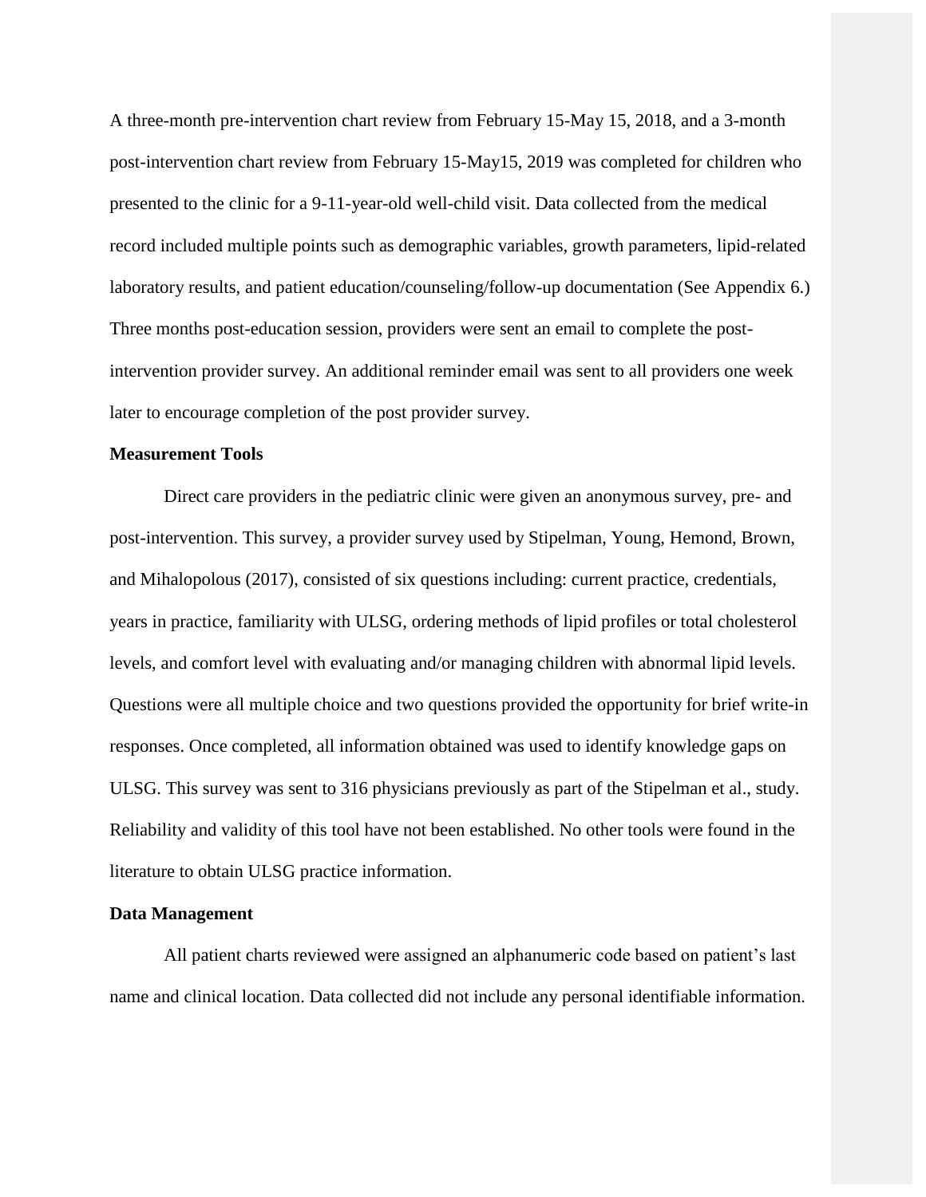A three-month pre-intervention chart review from February 15-May 15, 2018, and a 3-month post-intervention chart review from February 15-May15, 2019 was completed for children who presented to the clinic for a 9-11-year-old well-child visit. Data collected from the medical record included multiple points such as demographic variables, growth parameters, lipid-related laboratory results, and patient education/counseling/follow-up documentation (See Appendix 6.) Three months post-education session, providers were sent an email to complete the post-intervention provider survey. An additional reminder email was sent to all providers one week later to encourage completion of the post provider survey.

**Measurement Tools**

Direct care providers in the pediatric clinic were given an anonymous survey, pre- and post-intervention. This survey, a provider survey used by Stipelman, Young, Hemond, Brown, and Mihalopolous (2017), consisted of six questions including: current practice, credentials, years in practice, familiarity with ULSG, ordering methods of lipid profiles or total cholesterol levels, and comfort level with evaluating and/or managing children with abnormal lipid levels. Questions were all multiple choice and two questions provided the opportunity for brief write-in responses. Once completed, all information obtained was used to identify knowledge gaps on ULSG. This survey was sent to 316 physicians previously as part of the Stipelman et al., study. Reliability and validity of this tool have not been established. No other tools were found in the literature to obtain ULSG practice information.

**Data Management**

All patient charts reviewed were assigned an alphanumeric code based on patient's last name and clinical location. Data collected did not include any personal identifiable information.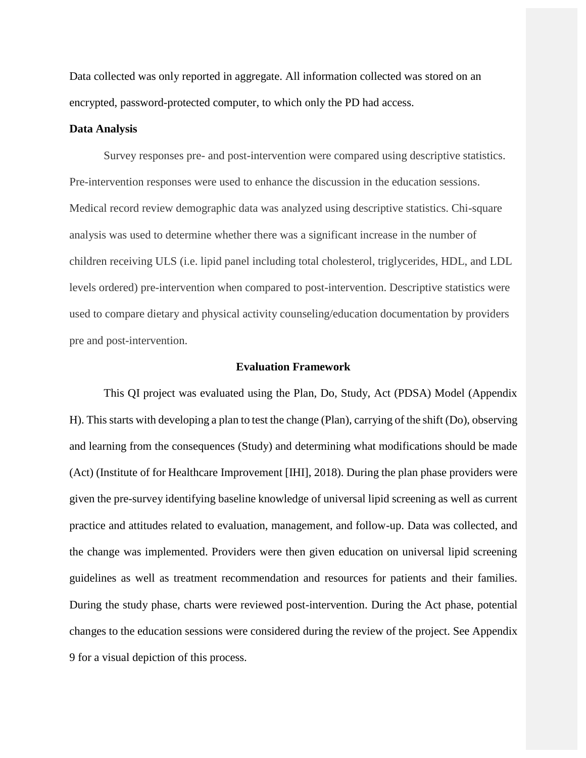Data collected was only reported in aggregate. All information collected was stored on an encrypted, password-protected computer, to which only the PD had access.

**Data Analysis**

Survey responses pre- and post-intervention were compared using descriptive statistics. Pre-intervention responses were used to enhance the discussion in the education sessions. Medical record review demographic data was analyzed using descriptive statistics. Chi-square analysis was used to determine whether there was a significant increase in the number of children receiving ULS (i.e. lipid panel including total cholesterol, triglycerides, HDL, and LDL levels ordered) pre-intervention when compared to post-intervention. Descriptive statistics were used to compare dietary and physical activity counseling/education documentation by providers pre and post-intervention.

## Evaluation Framework

This QI project was evaluated using the Plan, Do, Study, Act (PDSA) Model (Appendix H). This starts with developing a plan to test the change (Plan), carrying of the shift (Do), observing and learning from the consequences (Study) and determining what modifications should be made (Act) (Institute of for Healthcare Improvement [IHI], 2018). During the plan phase providers were given the pre-survey identifying baseline knowledge of universal lipid screening as well as current practice and attitudes related to evaluation, management, and follow-up. Data was collected, and the change was implemented. Providers were then given education on universal lipid screening guidelines as well as treatment recommendation and resources for patients and their families. During the study phase, charts were reviewed post-intervention. During the Act phase, potential changes to the education sessions were considered during the review of the project. See Appendix 9 for a visual depiction of this process.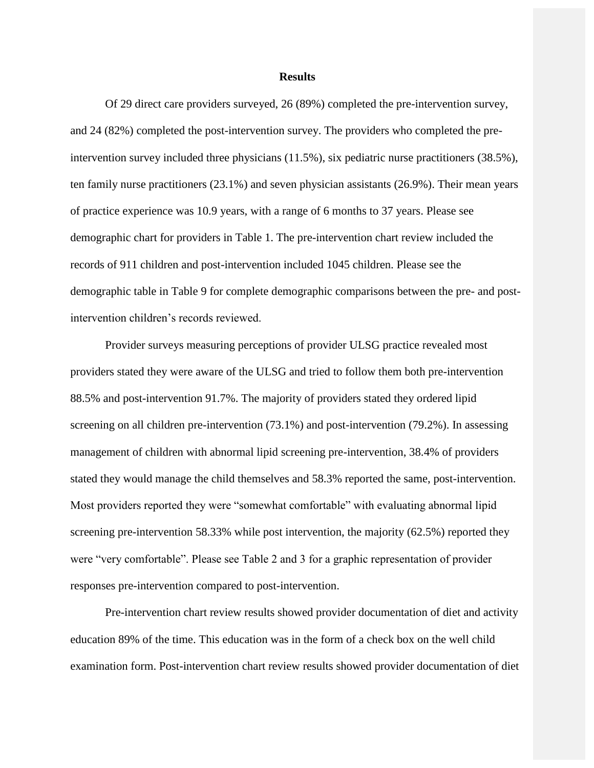**Results**

Of 29 direct care providers surveyed, 26 (89%) completed the pre-intervention survey, and 24 (82%) completed the post-intervention survey. The providers who completed the pre-intervention survey included three physicians (11.5%), six pediatric nurse practitioners (38.5%), ten family nurse practitioners (23.1%) and seven physician assistants (26.9%). Their mean years of practice experience was 10.9 years, with a range of 6 months to 37 years. Please see demographic chart for providers in Table 1. The pre-intervention chart review included the records of 911 children and post-intervention included 1045 children. Please see the demographic table in Table 9 for complete demographic comparisons between the pre- and post-intervention children's records reviewed.

Provider surveys measuring perceptions of provider ULSG practice revealed most providers stated they were aware of the ULSG and tried to follow them both pre-intervention 88.5% and post-intervention 91.7%. The majority of providers stated they ordered lipid screening on all children pre-intervention (73.1%) and post-intervention (79.2%). In assessing management of children with abnormal lipid screening pre-intervention, 38.4% of providers stated they would manage the child themselves and 58.3% reported the same, post-intervention. Most providers reported they were "somewhat comfortable" with evaluating abnormal lipid screening pre-intervention 58.33% while post intervention, the majority (62.5%) reported they were "very comfortable". Please see Table 2 and 3 for a graphic representation of provider responses pre-intervention compared to post-intervention.

Pre-intervention chart review results showed provider documentation of diet and activity education 89% of the time. This education was in the form of a check box on the well child examination form. Post-intervention chart review results showed provider documentation of diet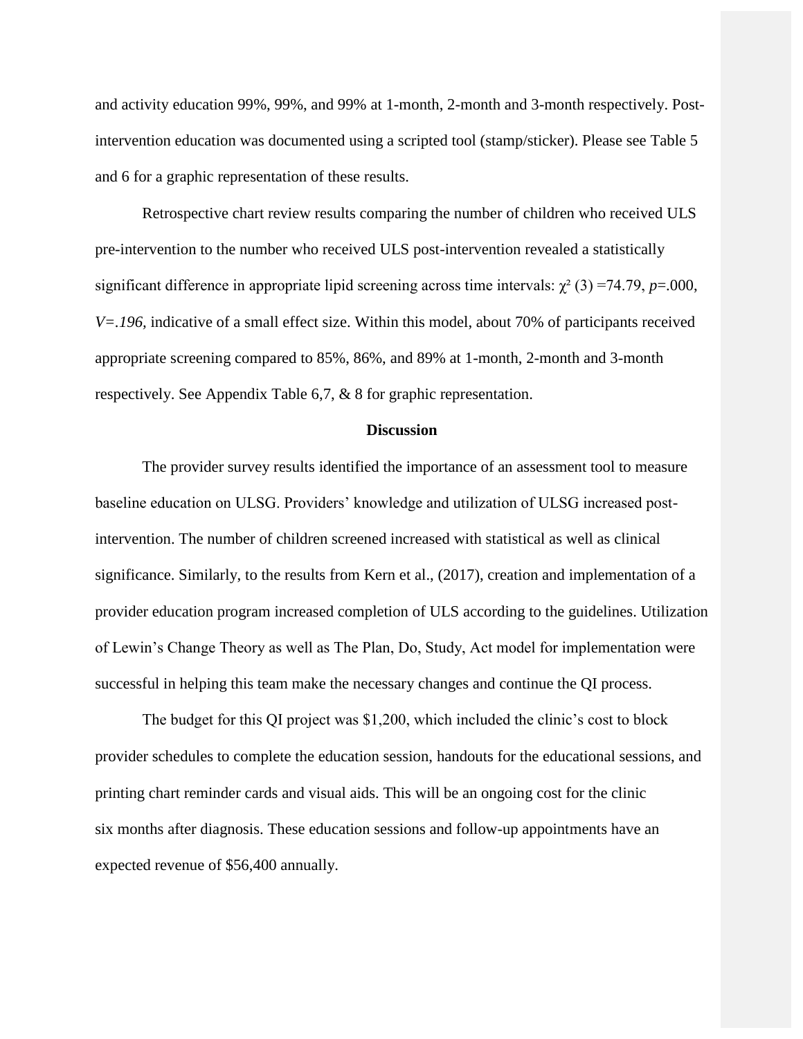and activity education 99%, 99%, and 99% at 1-month, 2-month and 3-month respectively. Post-intervention education was documented using a scripted tool (stamp/sticker). Please see Table 5 and 6 for a graphic representation of these results.

Retrospective chart review results comparing the number of children who received ULS pre-intervention to the number who received ULS post-intervention revealed a statistically significant difference in appropriate lipid screening across time intervals: $\chi^2$ (3) =74.79, *p*=.000, *V=.196,* indicative of a small effect size. Within this model, about 70% of participants received appropriate screening compared to 85%, 86%, and 89% at 1-month, 2-month and 3-month respectively. See Appendix Table 6,7, & 8 for graphic representation.

## Discussion

The provider survey results identified the importance of an assessment tool to measure baseline education on ULSG. Providers' knowledge and utilization of ULSG increased post-intervention. The number of children screened increased with statistical as well as clinical significance. Similarly, to the results from Kern et al., (2017), creation and implementation of a provider education program increased completion of ULS according to the guidelines. Utilization of Lewin's Change Theory as well as The Plan, Do, Study, Act model for implementation were successful in helping this team make the necessary changes and continue the QI process.

The budget for this QI project was $1,200, which included the clinic's cost to block provider schedules to complete the education session, handouts for the educational sessions, and printing chart reminder cards and visual aids. This will be an ongoing cost for the clinic six months after diagnosis. These education sessions and follow-up appointments have an expected revenue of $56,400 annually.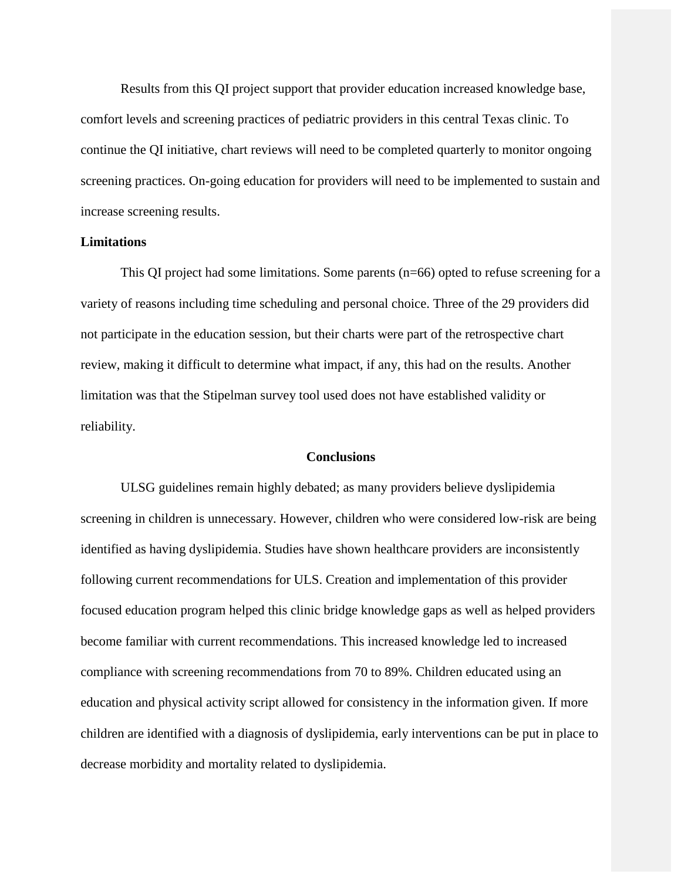Results from this QI project support that provider education increased knowledge base, comfort levels and screening practices of pediatric providers in this central Texas clinic. To continue the QI initiative, chart reviews will need to be completed quarterly to monitor ongoing screening practices. On-going education for providers will need to be implemented to sustain and increase screening results.

**Limitations**

This QI project had some limitations. Some parents (n=66) opted to refuse screening for a variety of reasons including time scheduling and personal choice. Three of the 29 providers did not participate in the education session, but their charts were part of the retrospective chart review, making it difficult to determine what impact, if any, this had on the results. Another limitation was that the Stipelman survey tool used does not have established validity or reliability.

## Conclusions

ULSG guidelines remain highly debated; as many providers believe dyslipidemia screening in children is unnecessary. However, children who were considered low-risk are being identified as having dyslipidemia. Studies have shown healthcare providers are inconsistently following current recommendations for ULS. Creation and implementation of this provider focused education program helped this clinic bridge knowledge gaps as well as helped providers become familiar with current recommendations. This increased knowledge led to increased compliance with screening recommendations from 70 to 89%. Children educated using an education and physical activity script allowed for consistency in the information given. If more children are identified with a diagnosis of dyslipidemia, early interventions can be put in place to decrease morbidity and mortality related to dyslipidemia.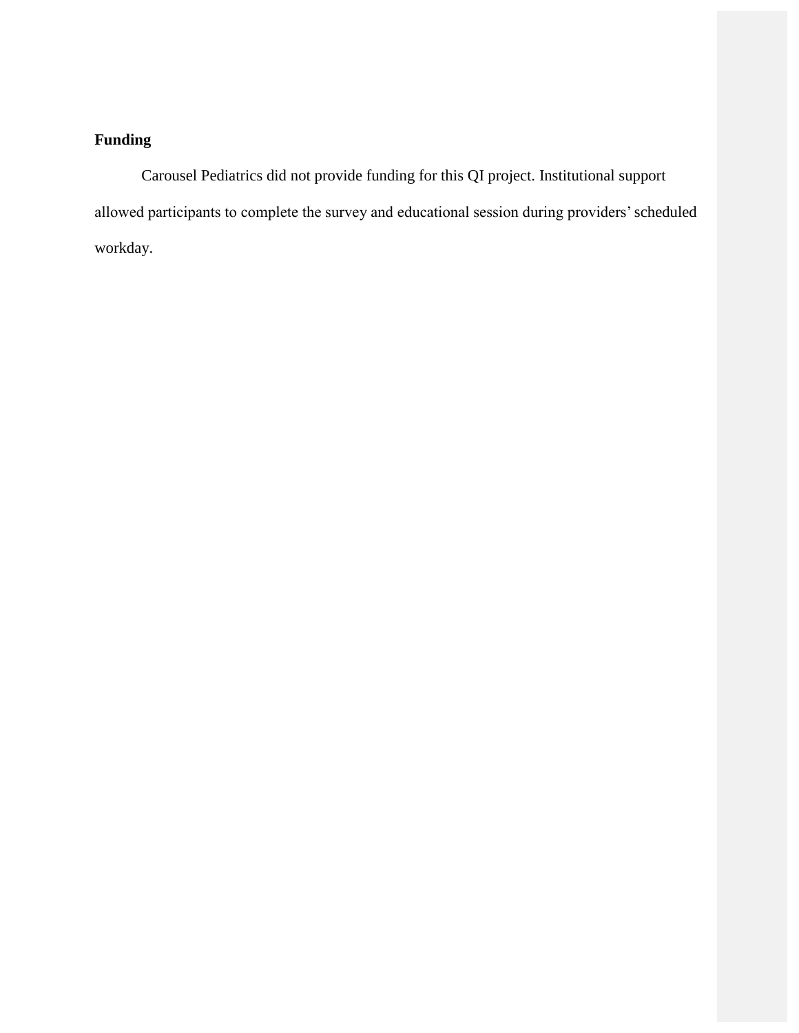## Funding

Carousel Pediatrics did not provide funding for this QI project. Institutional support allowed participants to complete the survey and educational session during providers' scheduled workday.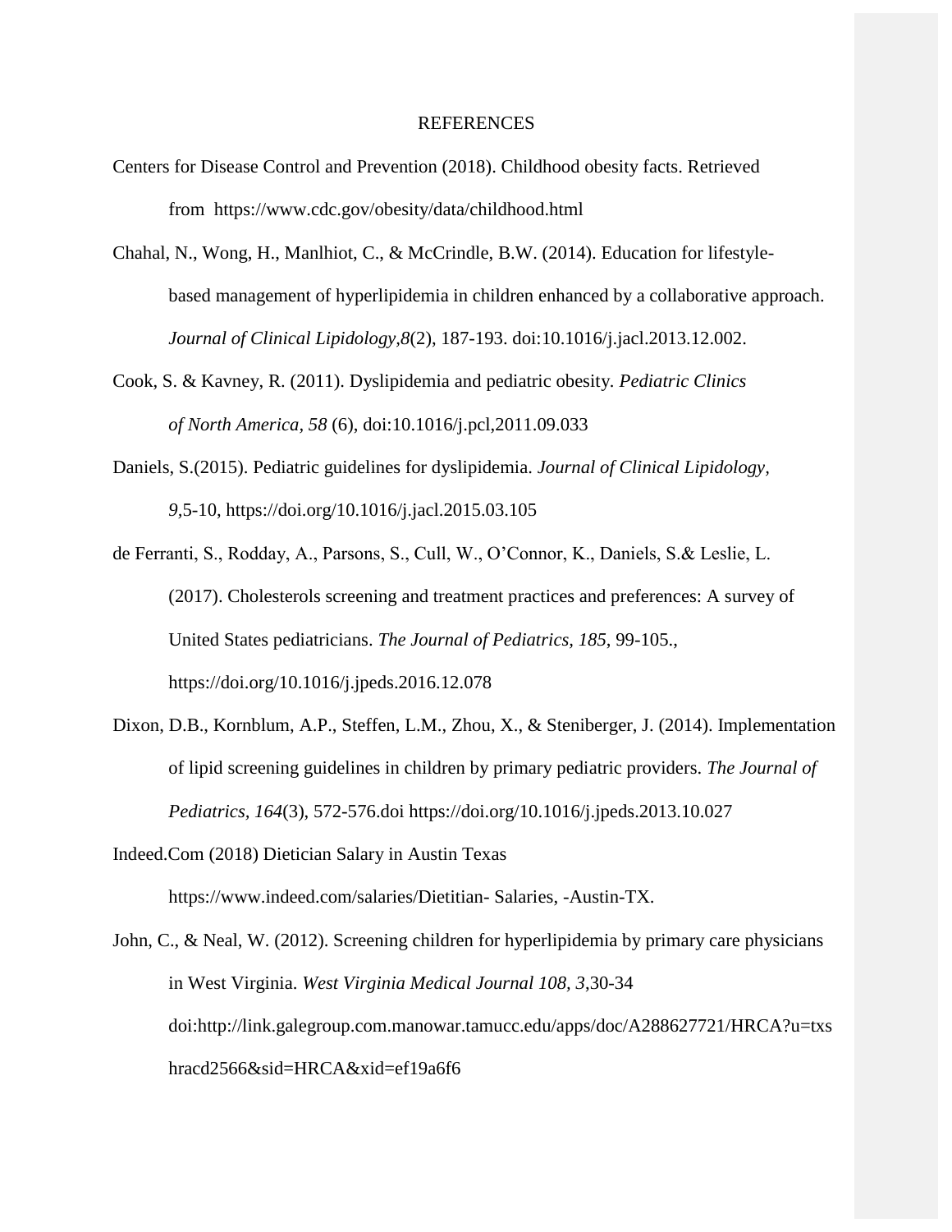# REFERENCES

Centers for Disease Control and Prevention (2018). Childhood obesity facts. Retrieved from https://www.cdc.gov/obesity/data/childhood.html

Chahal, N., Wong, H., Manlhiot, C., & McCrindle, B.W. (2014). Education for lifestyle-based management of hyperlipidemia in children enhanced by a collaborative approach. *Journal of Clinical Lipidology,8*(2), 187-193. doi:10.1016/j.jacl.2013.12.002.

Cook, S. & Kavney, R. (2011). Dyslipidemia and pediatric obesity. *Pediatric Clinics of North America, 58* (6), doi:10.1016/j.pcl,2011.09.033

Daniels, S.(2015). Pediatric guidelines for dyslipidemia. *Journal of Clinical Lipidology, 9*,5-10, https://doi.org/10.1016/j.jacl.2015.03.105

de Ferranti, S., Rodday, A., Parsons, S., Cull, W., O'Connor, K., Daniels, S.& Leslie, L. (2017). Cholesterols screening and treatment practices and preferences: A survey of United States pediatricians. *The Journal of Pediatrics, 185*, 99-105., https://doi.org/10.1016/j.jpeds.2016.12.078

Dixon, D.B., Kornblum, A.P., Steffen, L.M., Zhou, X., & Steniberger, J. (2014). Implementation of lipid screening guidelines in children by primary pediatric providers. *The Journal of Pediatrics, 164*(3), 572-576.doi https://doi.org/10.1016/j.jpeds.2013.10.027

Indeed.Com (2018) Dietician Salary in Austin Texas https://www.indeed.com/salaries/Dietitian- Salaries, -Austin-TX.

John, C., & Neal, W. (2012). Screening children for hyperlipidemia by primary care physicians in West Virginia. *West Virginia Medical Journal 108, 3*,30-34 doi:http://link.galegroup.com.manowar.tamucc.edu/apps/doc/A288627721/HRCA?u=txshracd2566&sid=HRCA&xid=ef19a6f6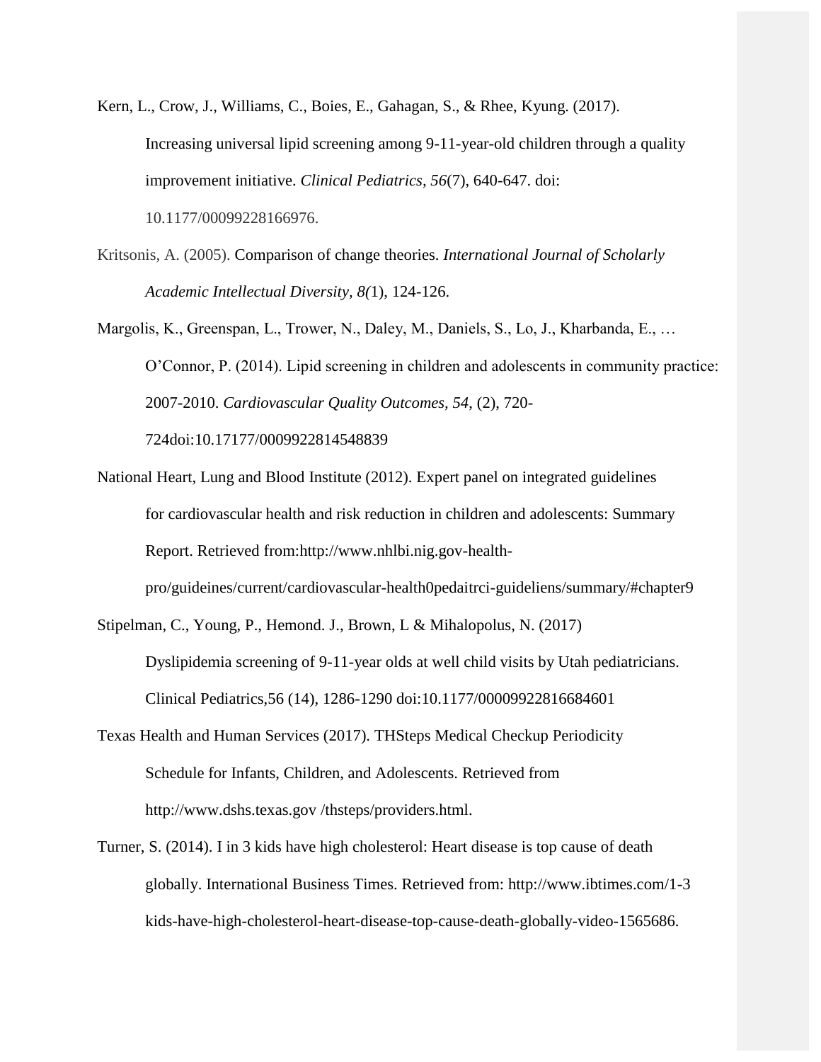Kern, L., Crow, J., Williams, C., Boies, E., Gahagan, S., & Rhee, Kyung. (2017). Increasing universal lipid screening among 9-11-year-old children through a quality improvement initiative. *Clinical Pediatrics, 56*(7), 640-647. doi: 10.1177/00099228166976.

Kritsonis, A. (2005). Comparison of change theories. *International Journal of Scholarly Academic Intellectual Diversity, 8(*1), 124-126.

Margolis, K., Greenspan, L., Trower, N., Daley, M., Daniels, S., Lo, J., Kharbanda, E., … O'Connor, P. (2014). Lipid screening in children and adolescents in community practice: 2007-2010. *Cardiovascular Quality Outcomes, 54*, (2), 720-724doi:10.17177/0009922814548839

National Heart, Lung and Blood Institute (2012). Expert panel on integrated guidelines for cardiovascular health and risk reduction in children and adolescents: Summary Report. Retrieved from:http://www.nhlbi.nig.gov-health-pro/guideines/current/cardiovascular-health0pedaitrci-guideliens/summary/#chapter9

Stipelman, C., Young, P., Hemond. J., Brown, L & Mihalopolus, N. (2017) Dyslipidemia screening of 9-11-year olds at well child visits by Utah pediatricians. Clinical Pediatrics,56 (14), 1286-1290 doi:10.1177/00009922816684601

Texas Health and Human Services (2017). THSteps Medical Checkup Periodicity Schedule for Infants, Children, and Adolescents. Retrieved from http://www.dshs.texas.gov /thsteps/providers.html.

Turner, S. (2014). I in 3 kids have high cholesterol: Heart disease is top cause of death globally. International Business Times. Retrieved from: http://www.ibtimes.com/1-3 kids-have-high-cholesterol-heart-disease-top-cause-death-globally-video-1565686.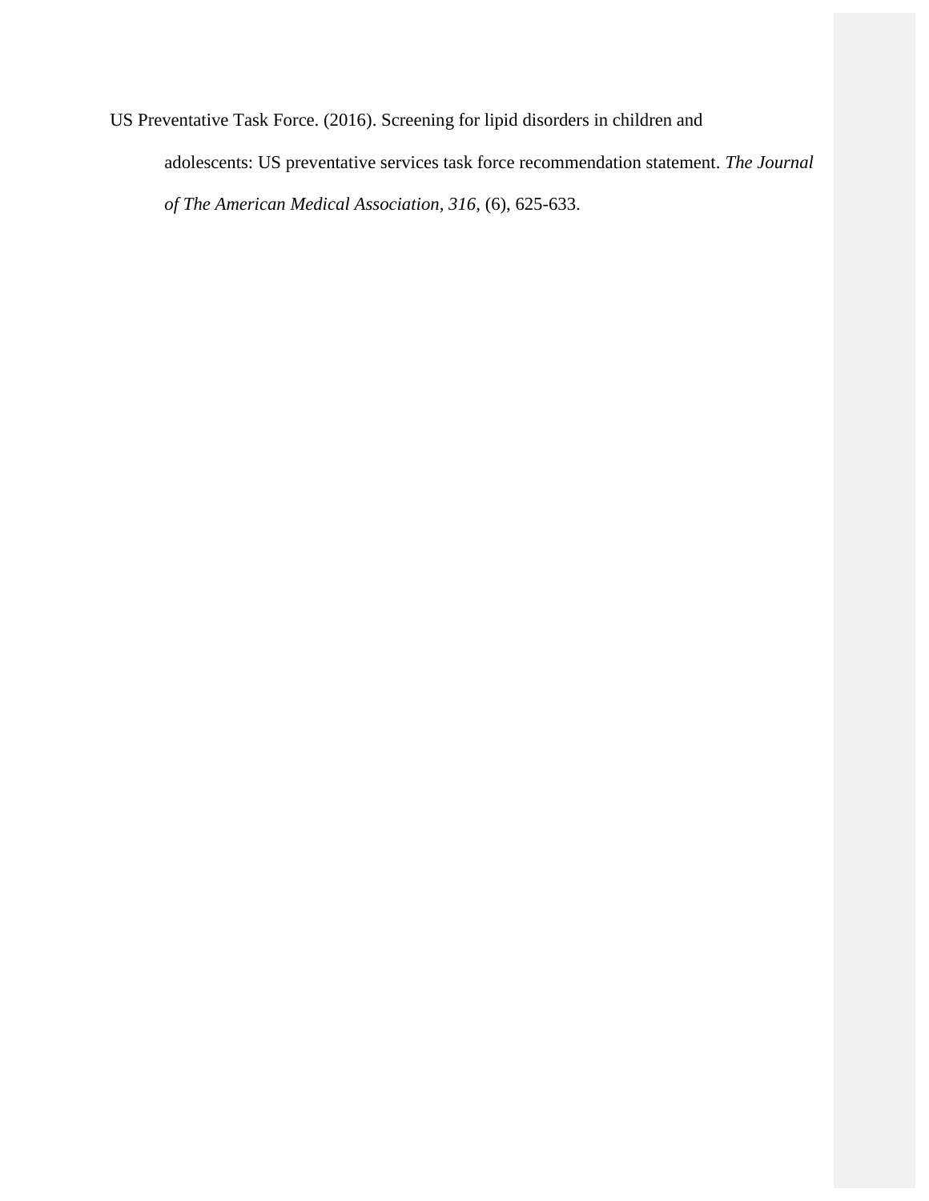US Preventative Task Force. (2016). Screening for lipid disorders in children and adolescents: US preventative services task force recommendation statement. *The Journal of The American Medical Association*, *316*, (6), 625-633.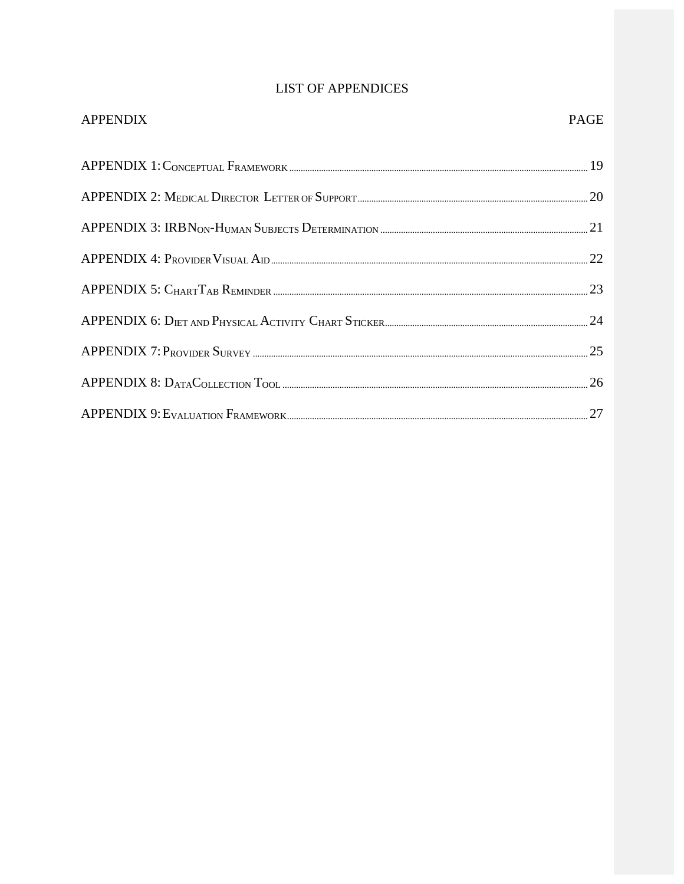# LIST OF APPENDICES

| APPENDIX | PAGE |
|---|---|
| APPENDIX 1: Conceptual Framework | 19 |
| APPENDIX 2: Medical Director Letter of Support | 20 |
| APPENDIX 3: IRB Non-Human Subjects Determination | 21 |
| APPENDIX 4: Provider Visual Aid | 22 |
| APPENDIX 5: Chart Tab Reminder | 23 |
| APPENDIX 6: Diet and Physical Activity Chart Sticker | 24 |
| APPENDIX 7: Provider Survey | 25 |
| APPENDIX 8: Data Collection Tool | 26 |
| APPENDIX 9: Evaluation Framework | 27 |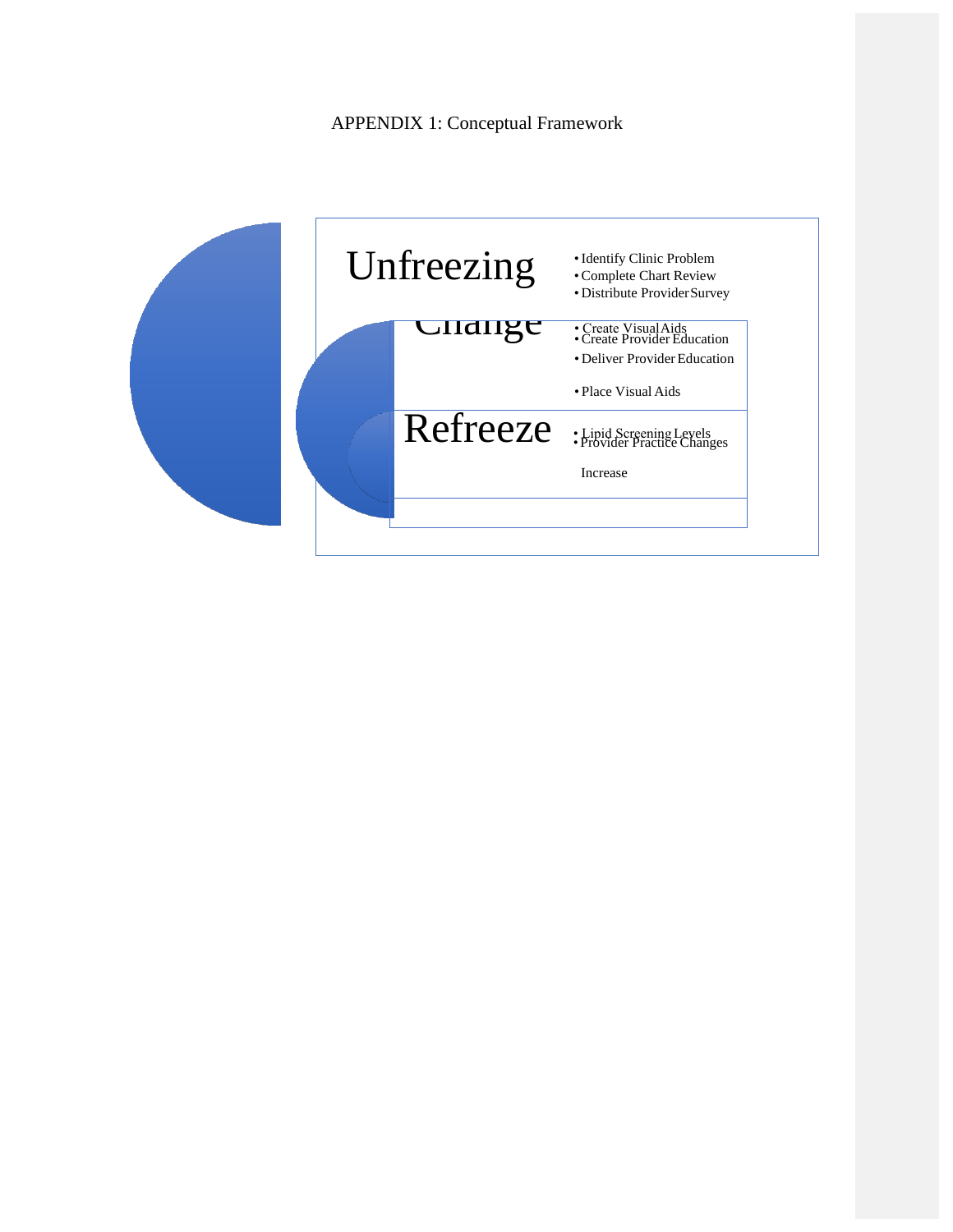APPENDIX 1: Conceptual Framework

**Unfreezing**

- Identify Clinic Problem
- Complete Chart Review
- Distribute Provider Survey

**Change**

- Create Visual Aids
- Create Provider Education
- Deliver Provider Education
- Place Visual Aids

**Refreeze**

- Lipid Screening Levels Increase
- Provider Practice Changes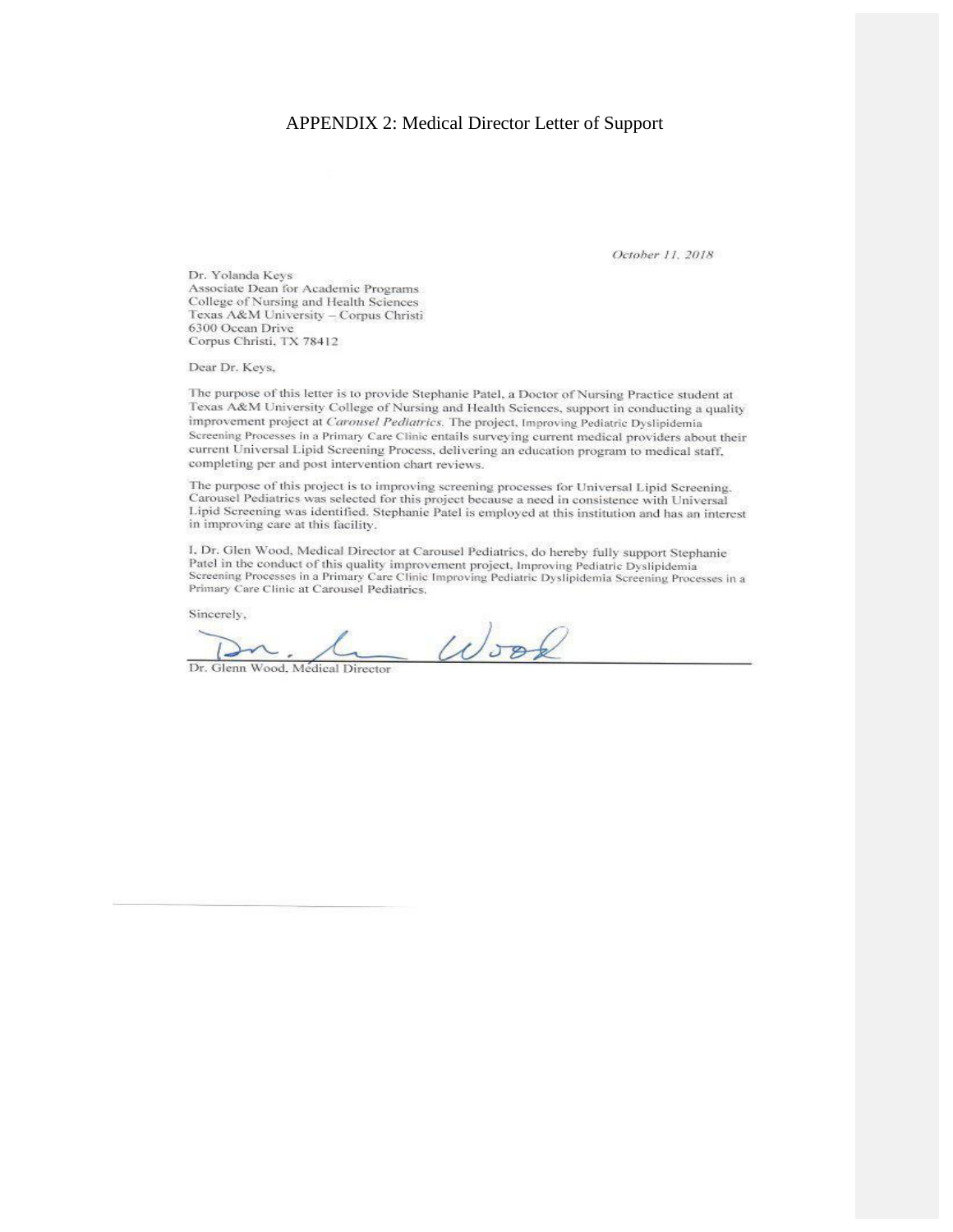APPENDIX 2: Medical Director Letter of Support

*October 11, 2018*

Dr. Yolanda Keys
Associate Dean for Academic Programs
College of Nursing and Health Sciences
Texas A&M University – Corpus Christi
6300 Ocean Drive
Corpus Christi, TX 78412

Dear Dr. Keys,

The purpose of this letter is to provide Stephanie Patel, a Doctor of Nursing Practice student at Texas A&M University College of Nursing and Health Sciences, support in conducting a quality improvement project at *Carousel Pediatrics*. The project, Improving Pediatric Dyslipidemia Screening Processes in a Primary Care Clinic entails surveying current medical providers about their current Universal Lipid Screening Process, delivering an education program to medical staff, completing per and post intervention chart reviews.

The purpose of this project is to improving screening processes for Universal Lipid Screening. Carousel Pediatrics was selected for this project because a need in consistence with Universal Lipid Screening was identified. Stephanie Patel is employed at this institution and has an interest in improving care at this facility.

I, Dr. Glen Wood, Medical Director at Carousel Pediatrics, do hereby fully support Stephanie Patel in the conduct of this quality improvement project, Improving Pediatric Dyslipidemia Screening Processes in a Primary Care Clinic Improving Pediatric Dyslipidemia Screening Processes in a Primary Care Clinic at Carousel Pediatrics.

Sincerely,

Dr. Glenn Wood, Medical Director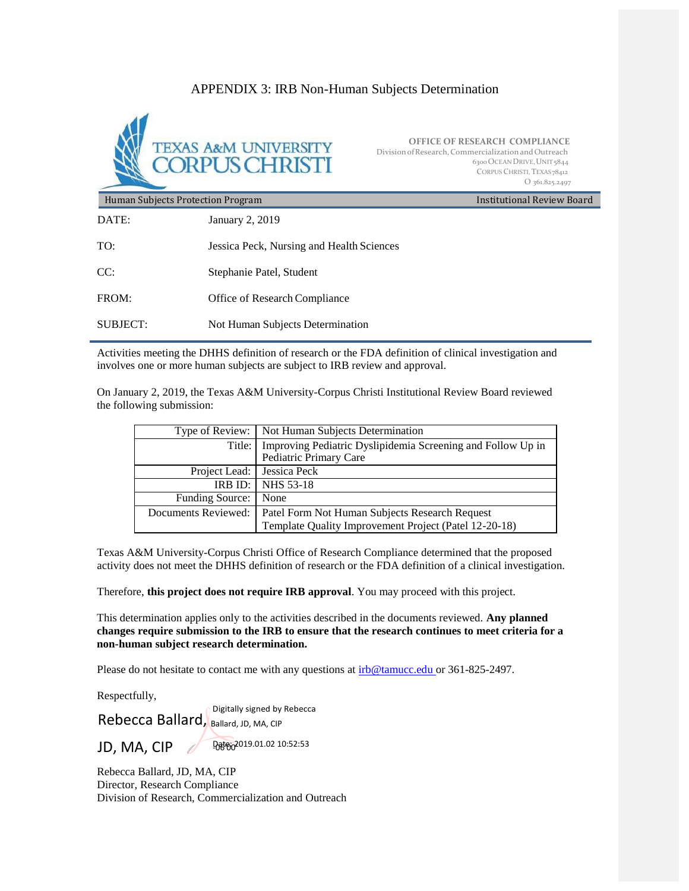# APPENDIX 3: IRB Non-Human Subjects Determination

TEXAS A&M UNIVERSITY
CORPUS CHRISTI

**OFFICE OF RESEARCH COMPLIANCE**
Division of Research, Commercialization and Outreach
6300 OCEAN DRIVE, UNIT 5844
CORPUS CHRISTI, TEXAS 78412
O 361.825.2497

Human Subjects Protection Program — Institutional Review Board

| | |
|---|---|
| DATE: | January 2, 2019 |
| TO: | Jessica Peck, Nursing and Health Sciences |
| CC: | Stephanie Patel, Student |
| FROM: | Office of Research Compliance |
| SUBJECT: | Not Human Subjects Determination |

Activities meeting the DHHS definition of research or the FDA definition of clinical investigation and involves one or more human subjects are subject to IRB review and approval.

On January 2, 2019, the Texas A&M University-Corpus Christi Institutional Review Board reviewed the following submission:

| | |
|---|---|
| Type of Review: | Not Human Subjects Determination |
| Title: | Improving Pediatric Dyslipidemia Screening and Follow Up in Pediatric Primary Care |
| Project Lead: | Jessica Peck |
| IRB ID: | NHS 53-18 |
| Funding Source: | None |
| Documents Reviewed: | Patel Form Not Human Subjects Research Request<br>Template Quality Improvement Project (Patel 12-20-18) |

Texas A&M University-Corpus Christi Office of Research Compliance determined that the proposed activity does not meet the DHHS definition of research or the FDA definition of a clinical investigation.

Therefore, **this project does not require IRB approval**. You may proceed with this project.

This determination applies only to the activities described in the documents reviewed. **Any planned changes require submission to the IRB to ensure that the research continues to meet criteria for a non-human subject research determination.**

Please do not hesitate to contact me with any questions at irb@tamucc.edu or 361-825-2497.

Respectfully,

Rebecca Ballard, JD, MA, CIP
Digitally signed by Rebecca Ballard, JD, MA, CIP
Date: 2019.01.02 10:52:53 -06'00'

Rebecca Ballard, JD, MA, CIP
Director, Research Compliance
Division of Research, Commercialization and Outreach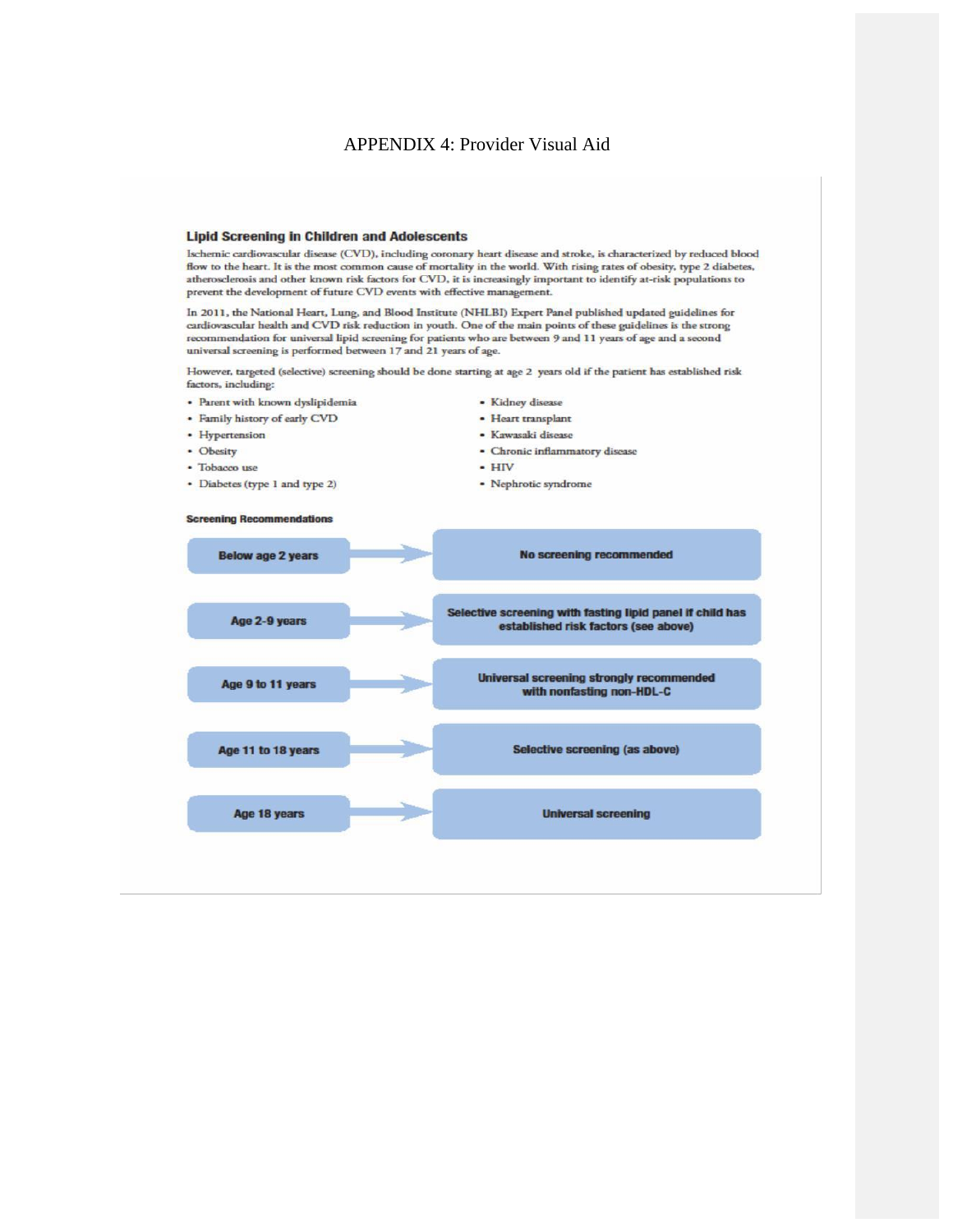# APPENDIX 4: Provider Visual Aid

## Lipid Screening in Children and Adolescents

Ischemic cardiovascular disease (CVD), including coronary heart disease and stroke, is characterized by reduced blood flow to the heart. It is the most common cause of mortality in the world. With rising rates of obesity, type 2 diabetes, atherosclerosis and other known risk factors for CVD, it is increasingly important to identify at-risk populations to prevent the development of future CVD events with effective management.

In 2011, the National Heart, Lung, and Blood Institute (NHLBI) Expert Panel published updated guidelines for cardiovascular health and CVD risk reduction in youth. One of the main points of these guidelines is the strong recommendation for universal lipid screening for patients who are between 9 and 11 years of age and a second universal screening is performed between 17 and 21 years of age.

However, targeted (selective) screening should be done starting at age 2 years old if the patient has established risk factors, including:

- Parent with known dyslipidemia
- Family history of early CVD
- Hypertension
- Obesity
- Tobacco use
- Diabetes (type 1 and type 2)
- Kidney disease
- Heart transplant
- Kawasaki disease
- Chronic inflammatory disease
- HIV
- Nephrotic syndrome

**Screening Recommendations**

| Age | Recommendation |
|---|---|
| Below age 2 years | No screening recommended |
| Age 2-9 years | Selective screening with fasting lipid panel if child has established risk factors (see above) |
| Age 9 to 11 years | Universal screening strongly recommended with nonfasting non-HDL-C |
| Age 11 to 18 years | Selective screening (as above) |
| Age 18 years | Universal screening |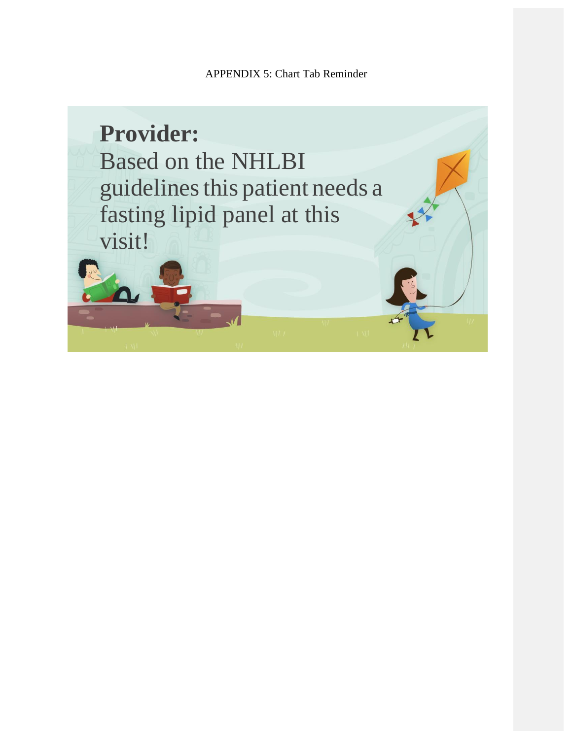APPENDIX 5: Chart Tab Reminder

**Provider:**

Based on the NHLBI guidelines this patient needs a fasting lipid panel at this visit!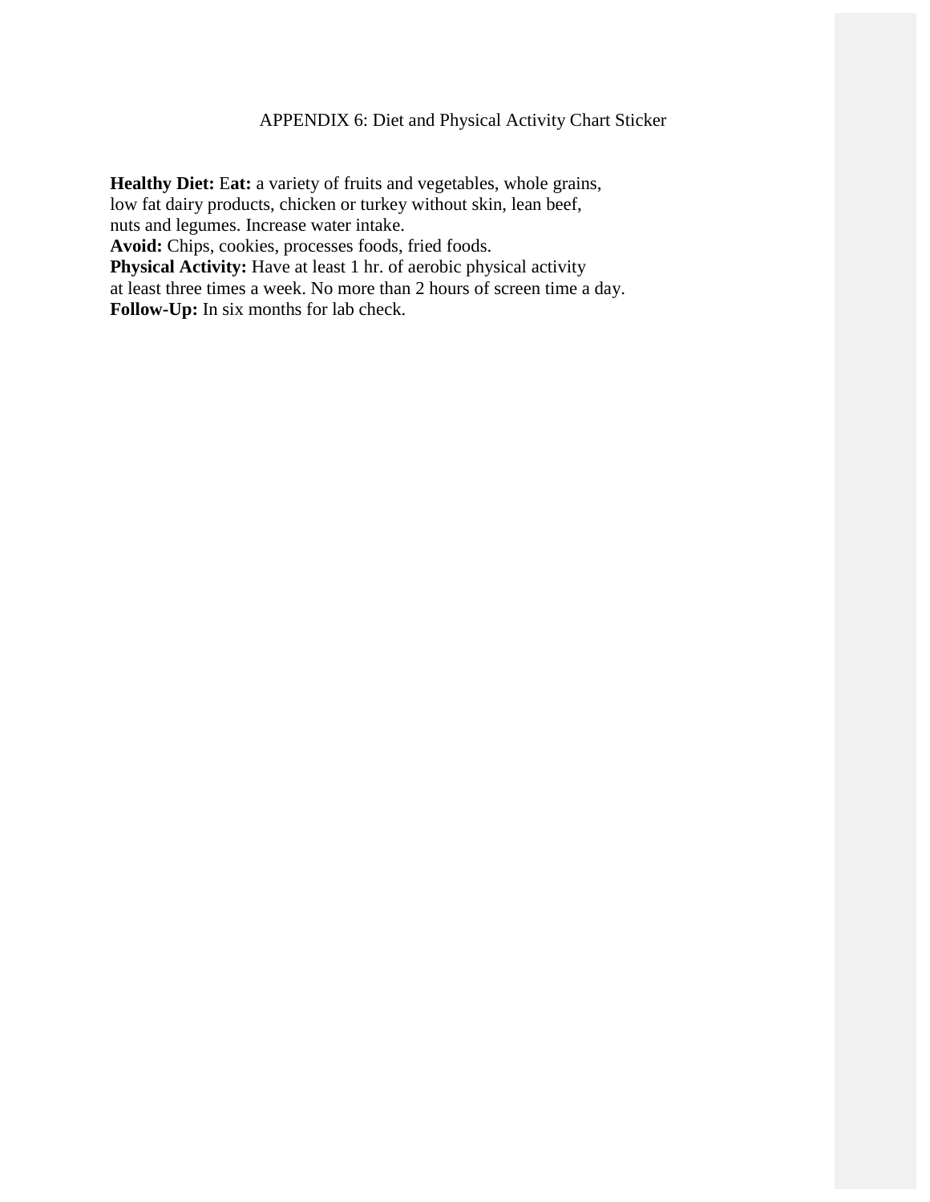# APPENDIX 6: Diet and Physical Activity Chart Sticker

**Healthy Diet:** E**at:** a variety of fruits and vegetables, whole grains, low fat dairy products, chicken or turkey without skin, lean beef, nuts and legumes. Increase water intake.
**Avoid:** Chips, cookies, processes foods, fried foods.
**Physical Activity:** Have at least 1 hr. of aerobic physical activity at least three times a week. No more than 2 hours of screen time a day.
**Follow-Up:** In six months for lab check.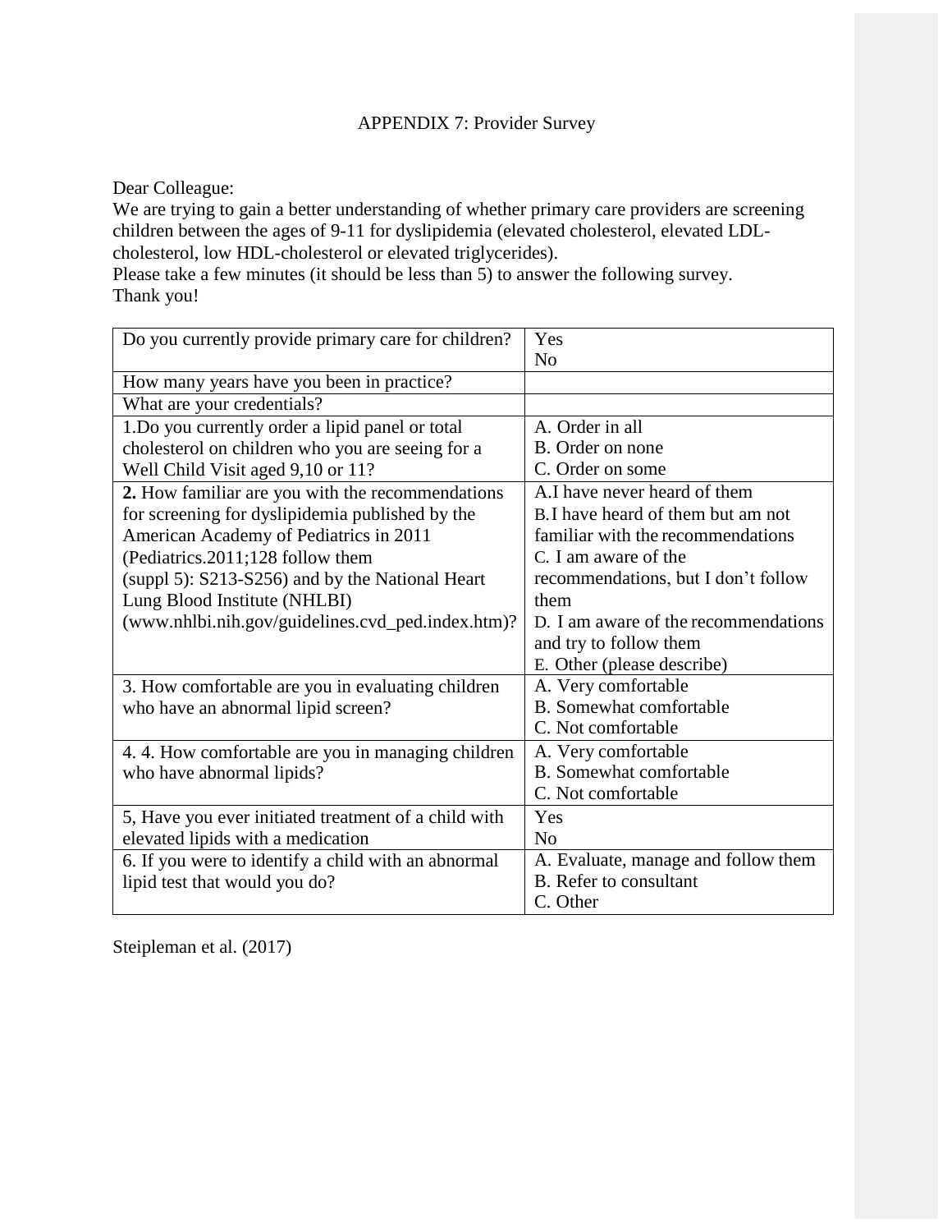APPENDIX 7: Provider Survey

Dear Colleague:
We are trying to gain a better understanding of whether primary care providers are screening children between the ages of 9-11 for dyslipidemia (elevated cholesterol, elevated LDL-cholesterol, low HDL-cholesterol or elevated triglycerides).
Please take a few minutes (it should be less than 5) to answer the following survey.
Thank you!

| Do you currently provide primary care for children? | Yes<br>No |
|---|---|
| How many years have you been in practice? | |
| What are your credentials? | |
| 1.Do you currently order a lipid panel or total cholesterol on children who you are seeing for a Well Child Visit aged 9,10 or 11? | A. Order in all<br>B. Order on none<br>C. Order on some |
| **2.** How familiar are you with the recommendations for screening for dyslipidemia published by the American Academy of Pediatrics in 2011 (Pediatrics.2011;128 follow them (suppl 5): S213-S256) and by the National Heart Lung Blood Institute (NHLBI) (www.nhlbi.nih.gov/guidelines.cvd_ped.index.htm)? | A.I have never heard of them<br>B.I have heard of them but am not familiar with the recommendations<br>C. I am aware of the recommendations, but I don't follow them<br>D. I am aware of the recommendations and try to follow them<br>E. Other (please describe) |
| 3. How comfortable are you in evaluating children who have an abnormal lipid screen? | A. Very comfortable<br>B. Somewhat comfortable<br>C. Not comfortable |
| 4. 4. How comfortable are you in managing children who have abnormal lipids? | A. Very comfortable<br>B. Somewhat comfortable<br>C. Not comfortable |
| 5, Have you ever initiated treatment of a child with elevated lipids with a medication | Yes<br>No |
| 6. If you were to identify a child with an abnormal lipid test that would you do? | A. Evaluate, manage and follow them<br>B. Refer to consultant<br>C. Other |

Steipleman et al. (2017)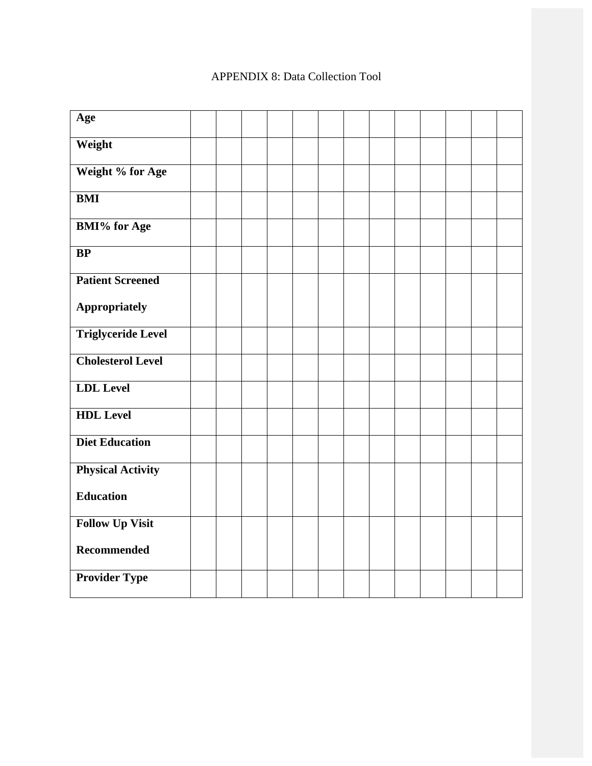APPENDIX 8: Data Collection Tool

| | | | | | | | | | | | | | |
|---|---|---|---|---|---|---|---|---|---|---|---|---|---|
| **Age** | | | | | | | | | | | | | |
| **Weight** | | | | | | | | | | | | | |
| **Weight % for Age** | | | | | | | | | | | | | |
| **BMI** | | | | | | | | | | | | | |
| **BMI% for Age** | | | | | | | | | | | | | |
| **BP** | | | | | | | | | | | | | |
| **Patient Screened Appropriately** | | | | | | | | | | | | | |
| **Triglyceride Level** | | | | | | | | | | | | | |
| **Cholesterol Level** | | | | | | | | | | | | | |
| **LDL Level** | | | | | | | | | | | | | |
| **HDL Level** | | | | | | | | | | | | | |
| **Diet Education** | | | | | | | | | | | | | |
| **Physical Activity Education** | | | | | | | | | | | | | |
| **Follow Up Visit Recommended** | | | | | | | | | | | | | |
| **Provider Type** | | | | | | | | | | | | | |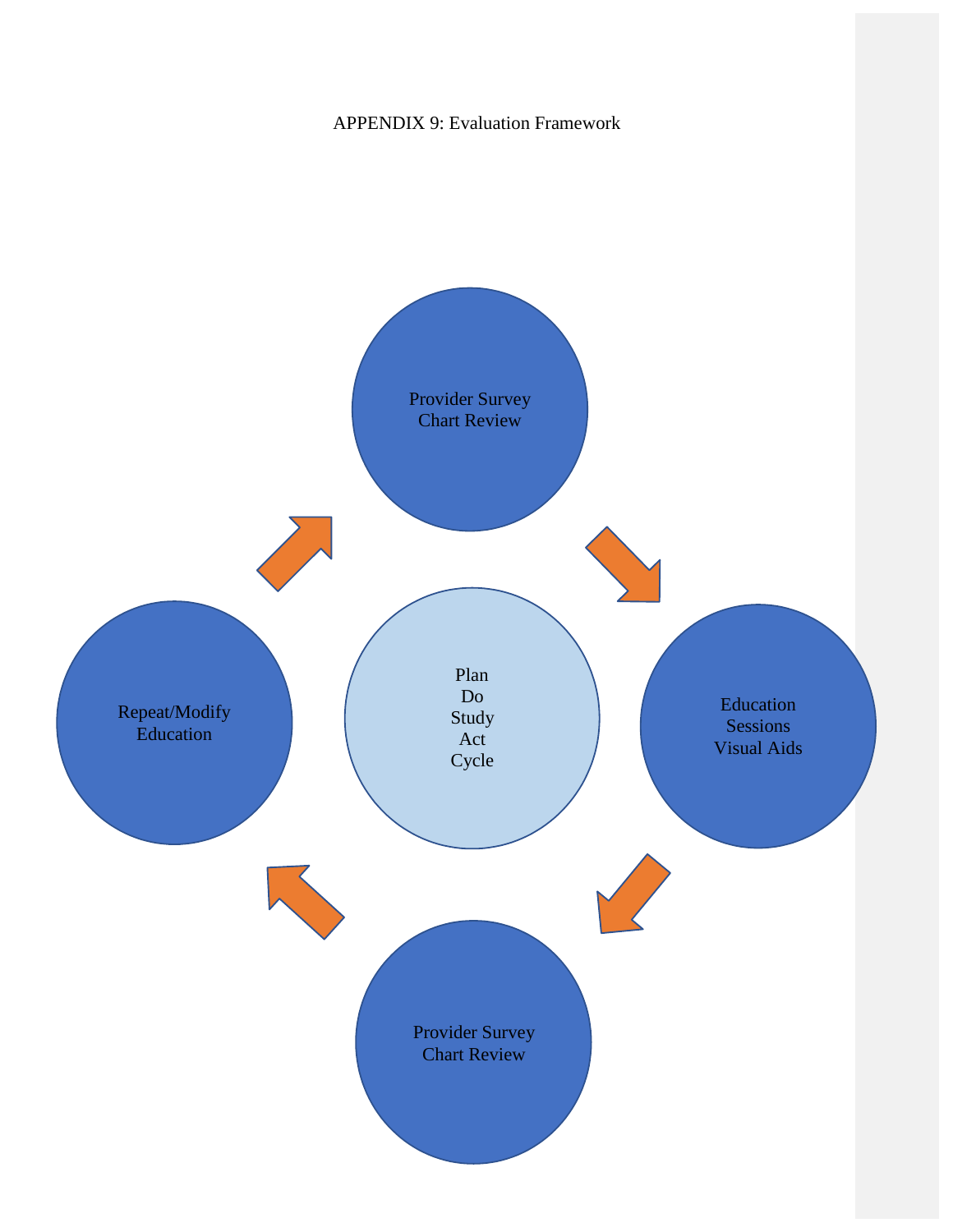APPENDIX 9: Evaluation Framework

Provider Survey
Chart Review

Education
Sessions
Visual Aids

Provider Survey
Chart Review

Repeat/Modify
Education

Plan
Do
Study
Act
Cycle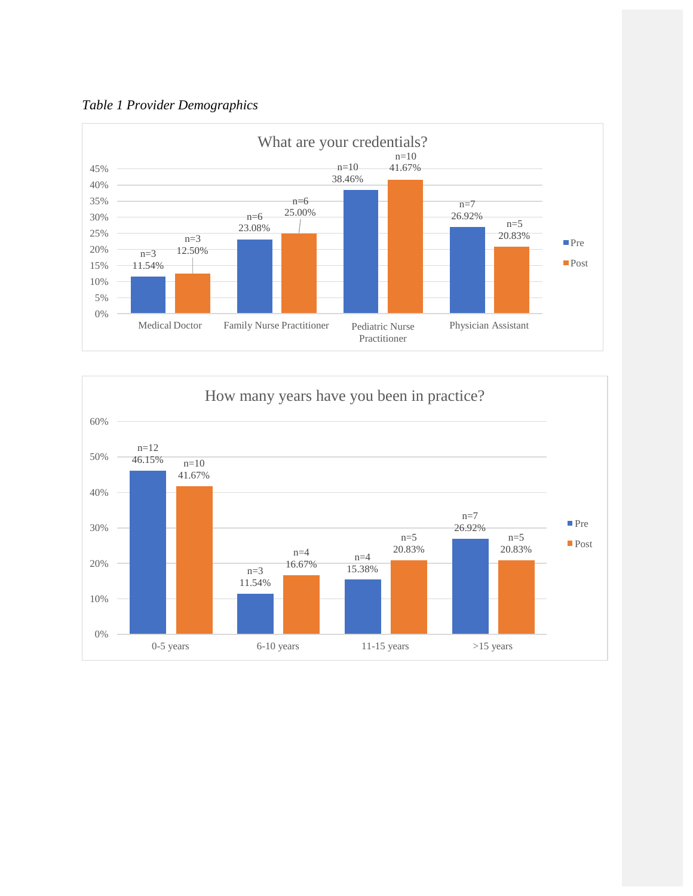*Table 1 Provider Demographics*

**What are your credentials?**

| Credential | Pre | Post |
| --- | --- | --- |
| Medical Doctor | n=3 11.54% | n=3 12.50% |
| Family Nurse Practitioner | n=6 23.08% | n=6 25.00% |
| Pediatric Nurse Practitioner | n=10 38.46% | n=10 41.67% |
| Physician Assistant | n=7 26.92% | n=5 20.83% |

**How many years have you been in practice?**

| Years | Pre | Post |
| --- | --- | --- |
| 0-5 years | n=12 46.15% | n=10 41.67% |
| 6-10 years | n=3 11.54% | n=4 16.67% |
| 11-15 years | n=4 15.38% | n=5 20.83% |
| >15 years | n=7 26.92% | n=5 20.83% |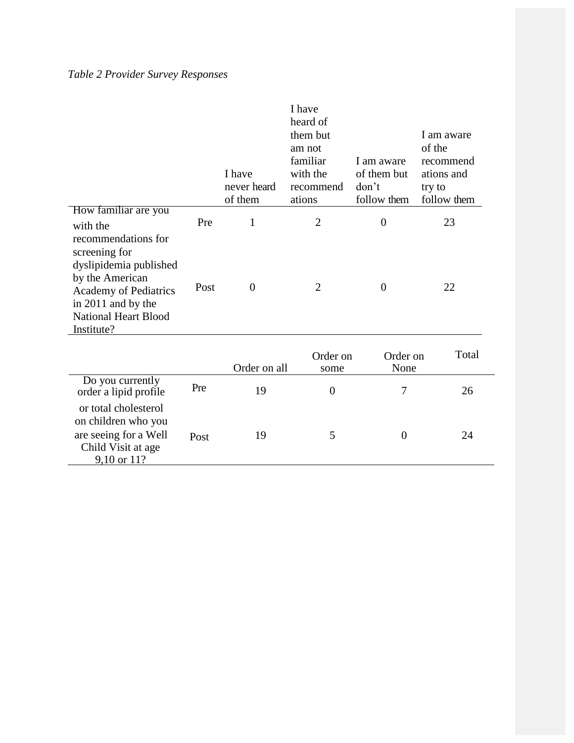*Table 2 Provider Survey Responses*

| | | I have never heard of them | I have heard of them but am not familiar with the recommendations | I am aware of them but don't follow them | I am aware of the recommendations and try to follow them |
|---|---|---|---|---|---|
| How familiar are you with the recommendations for screening for dyslipidemia published by the American Academy of Pediatrics in 2011 and by the National Heart Blood Institute? | Pre | 1 | 2 | 0 | 23 |
| | Post | 0 | 2 | 0 | 22 |

| | | Order on all | Order on some | Order on None | Total |
|---|---|---|---|---|---|
| Do you currently order a lipid profile or total cholesterol on children who you are seeing for a Well Child Visit at age 9,10 or 11? | Pre | 19 | 0 | 7 | 26 |
| | Post | 19 | 5 | 0 | 24 |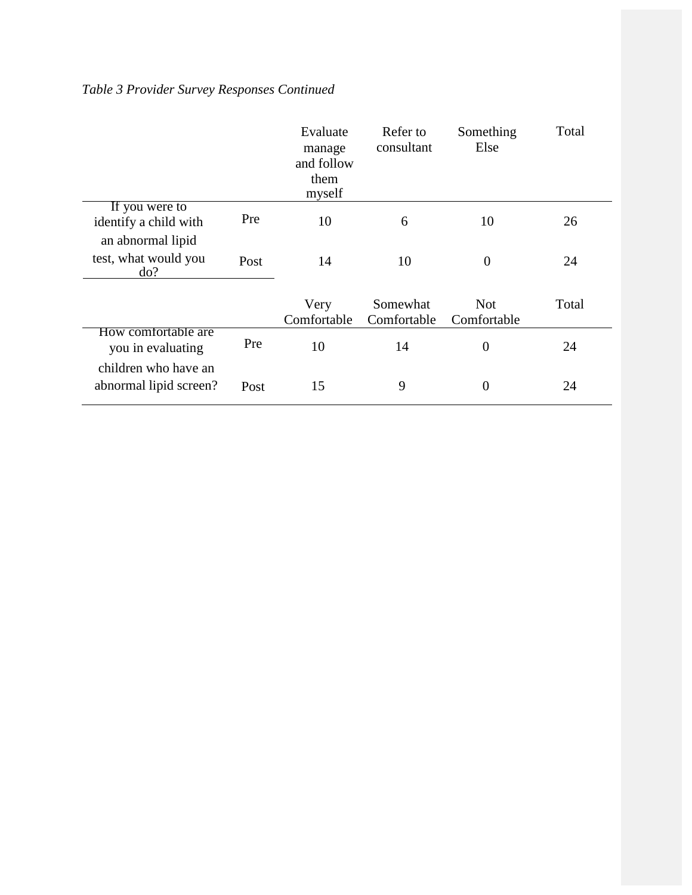*Table 3 Provider Survey Responses Continued*

| | | Evaluate manage and follow them myself | Refer to consultant | Something Else | Total |
|---|---|---|---|---|---|
| If you were to identify a child with an abnormal lipid test, what would you do? | Pre | 10 | 6 | 10 | 26 |
| | Post | 14 | 10 | 0 | 24 |
| | | Very Comfortable | Somewhat Comfortable | Not Comfortable | Total |
| How comfortable are you in evaluating children who have an abnormal lipid screen? | Pre | 10 | 14 | 0 | 24 |
| | Post | 15 | 9 | 0 | 24 |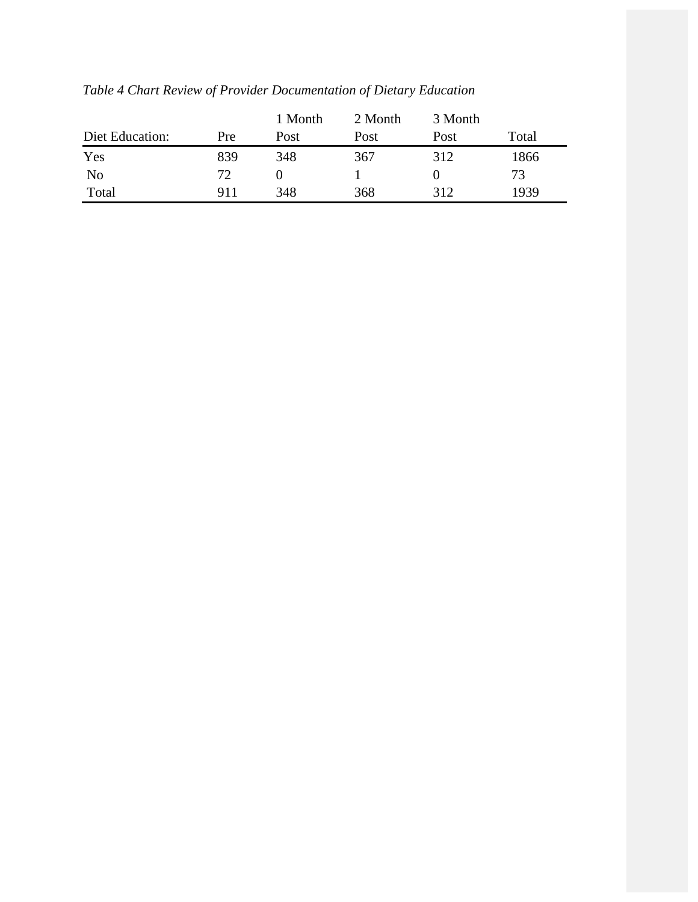*Table 4 Chart Review of Provider Documentation of Dietary Education*

| Diet Education: | Pre | 1 Month Post | 2 Month Post | 3 Month Post | Total |
|---|---|---|---|---|---|
| Yes | 839 | 348 | 367 | 312 | 1866 |
| No | 72 | 0 | 1 | 0 | 73 |
| Total | 911 | 348 | 368 | 312 | 1939 |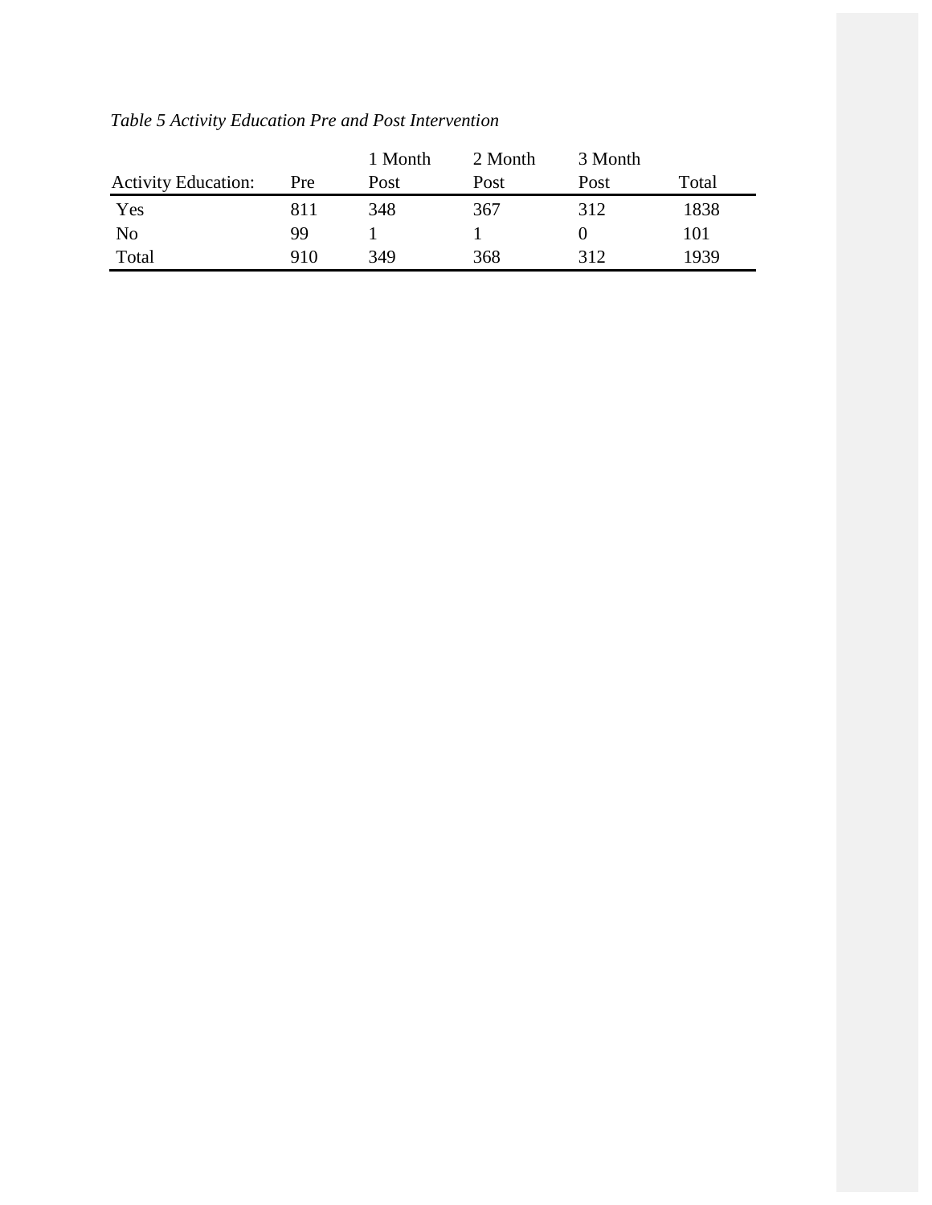*Table 5 Activity Education Pre and Post Intervention*

| Activity Education: | Pre | 1 Month Post | 2 Month Post | 3 Month Post | Total |
|---|---|---|---|---|---|
| Yes | 811 | 348 | 367 | 312 | 1838 |
| No | 99 | 1 | 1 | 0 | 101 |
| Total | 910 | 349 | 368 | 312 | 1939 |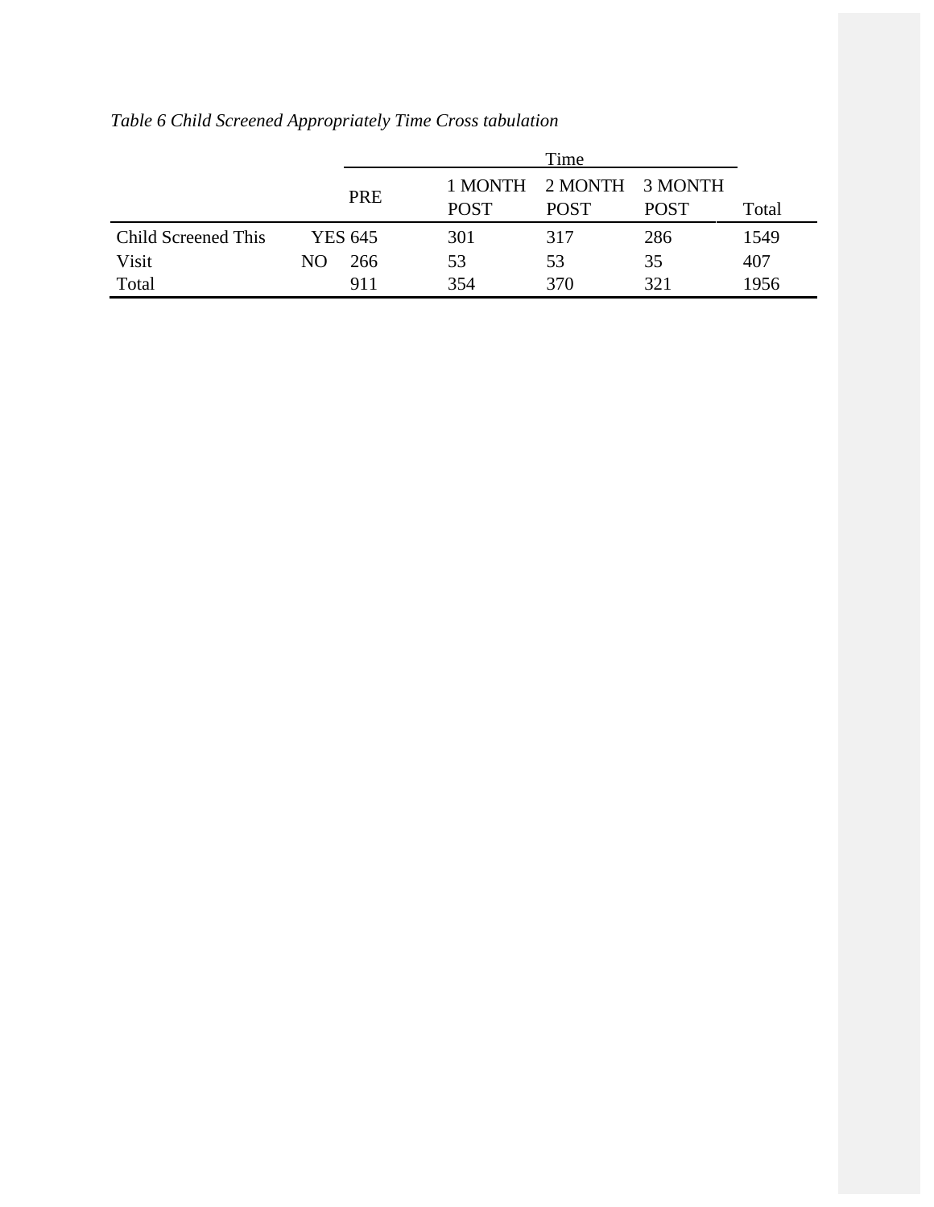*Table 6 Child Screened Appropriately Time Cross tabulation*

| | | Time | | | | |
|---|---|---|---|---|---|---|
| | | PRE | 1 MONTH POST | 2 MONTH POST | 3 MONTH POST | Total |
| Child Screened This Visit | YES | 645 | 301 | 317 | 286 | 1549 |
| | NO | 266 | 53 | 53 | 35 | 407 |
| Total | | 911 | 354 | 370 | 321 | 1956 |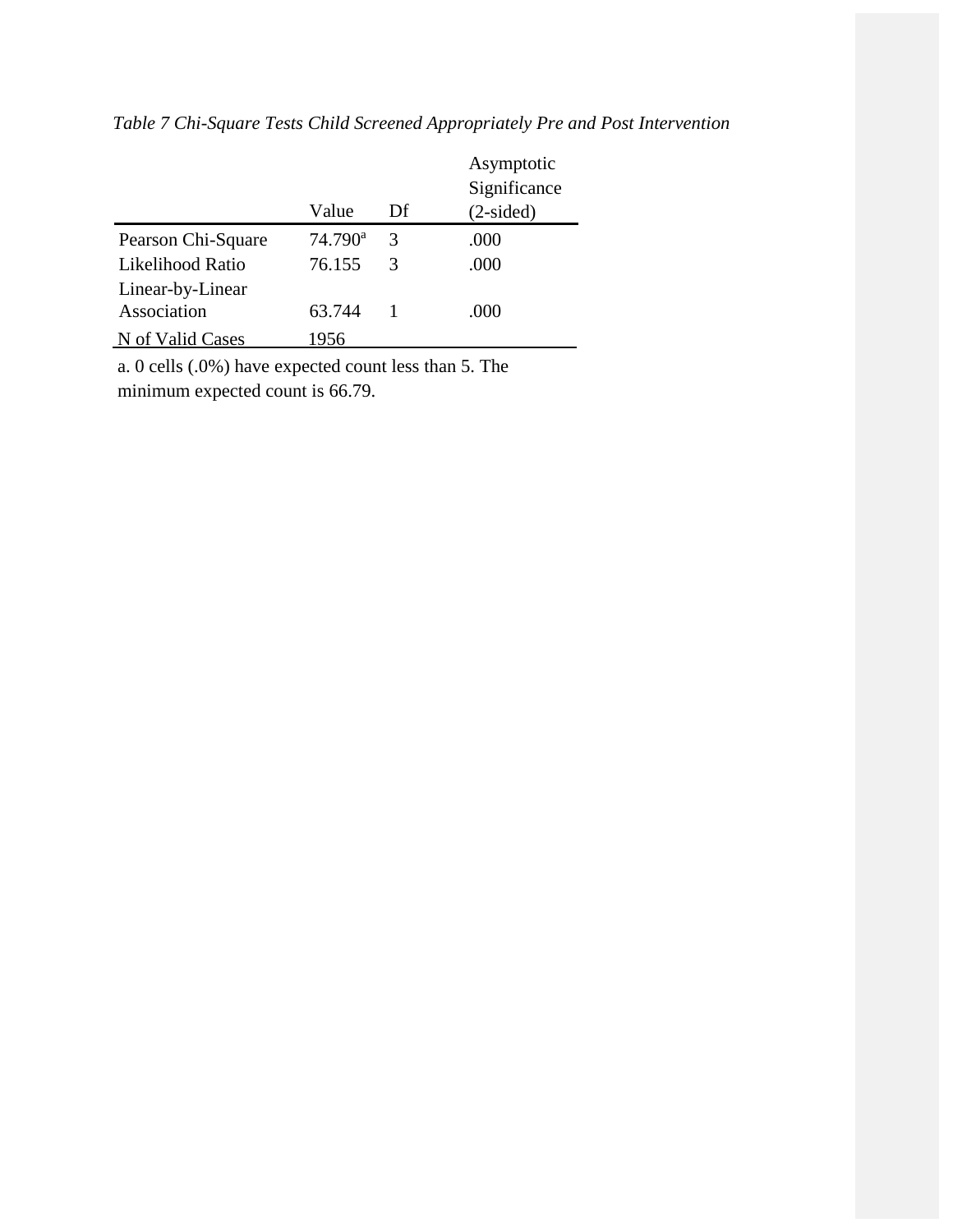*Table 7 Chi-Square Tests Child Screened Appropriately Pre and Post Intervention*

| | Value | Df | Asymptotic Significance (2-sided) |
|---|---|---|---|
| Pearson Chi-Square | 74.790[a] | 3 | .000 |
| Likelihood Ratio | 76.155 | 3 | .000 |
| Linear-by-Linear Association | 63.744 | 1 | .000 |
| N of Valid Cases | 1956 | | |

a. 0 cells (.0%) have expected count less than 5. The minimum expected count is 66.79.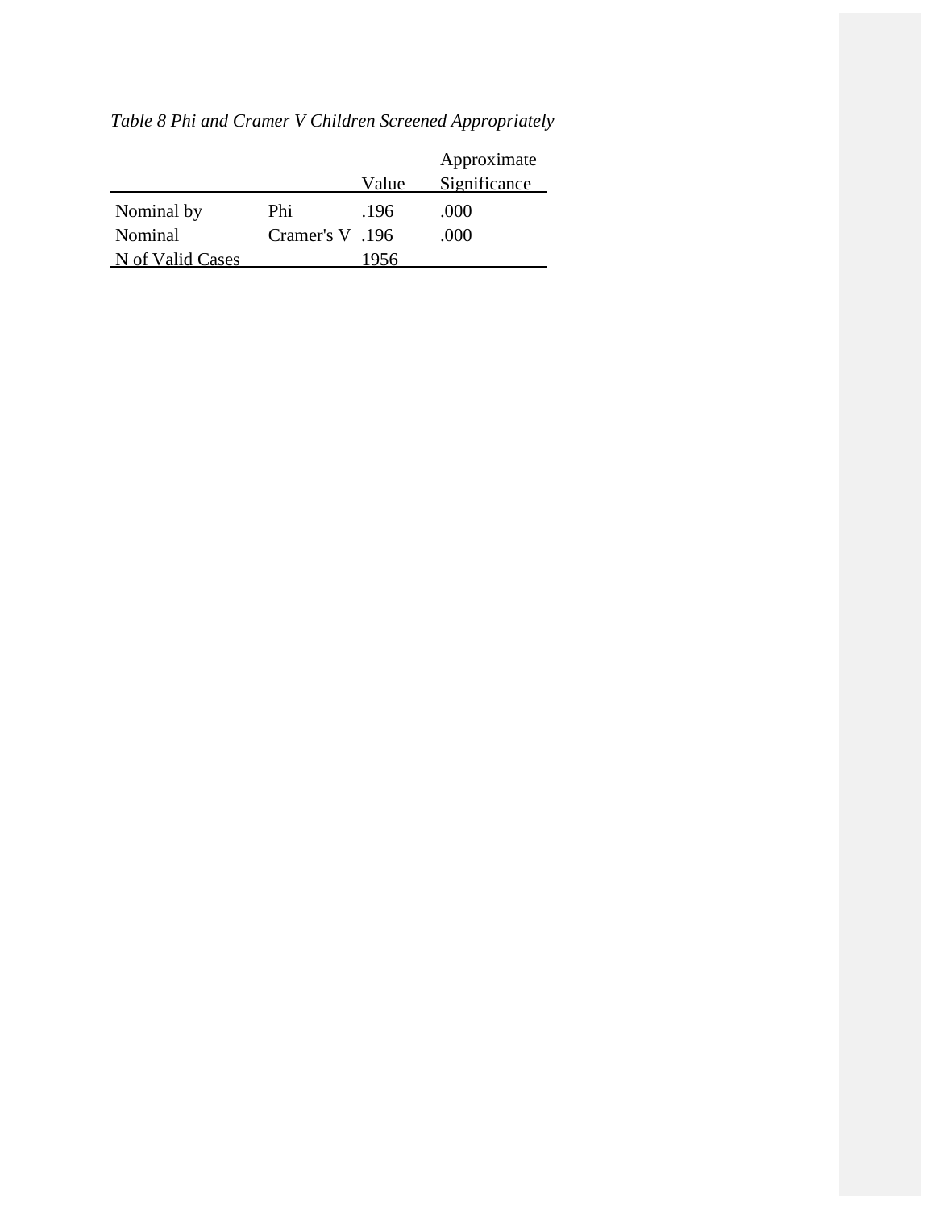*Table 8 Phi and Cramer V Children Screened Appropriately*

| | | Value | Approximate Significance |
|---|---|---|---|
| Nominal by Nominal | Phi | .196 | .000 |
| | Cramer's V | .196 | .000 |
| N of Valid Cases | | 1956 | |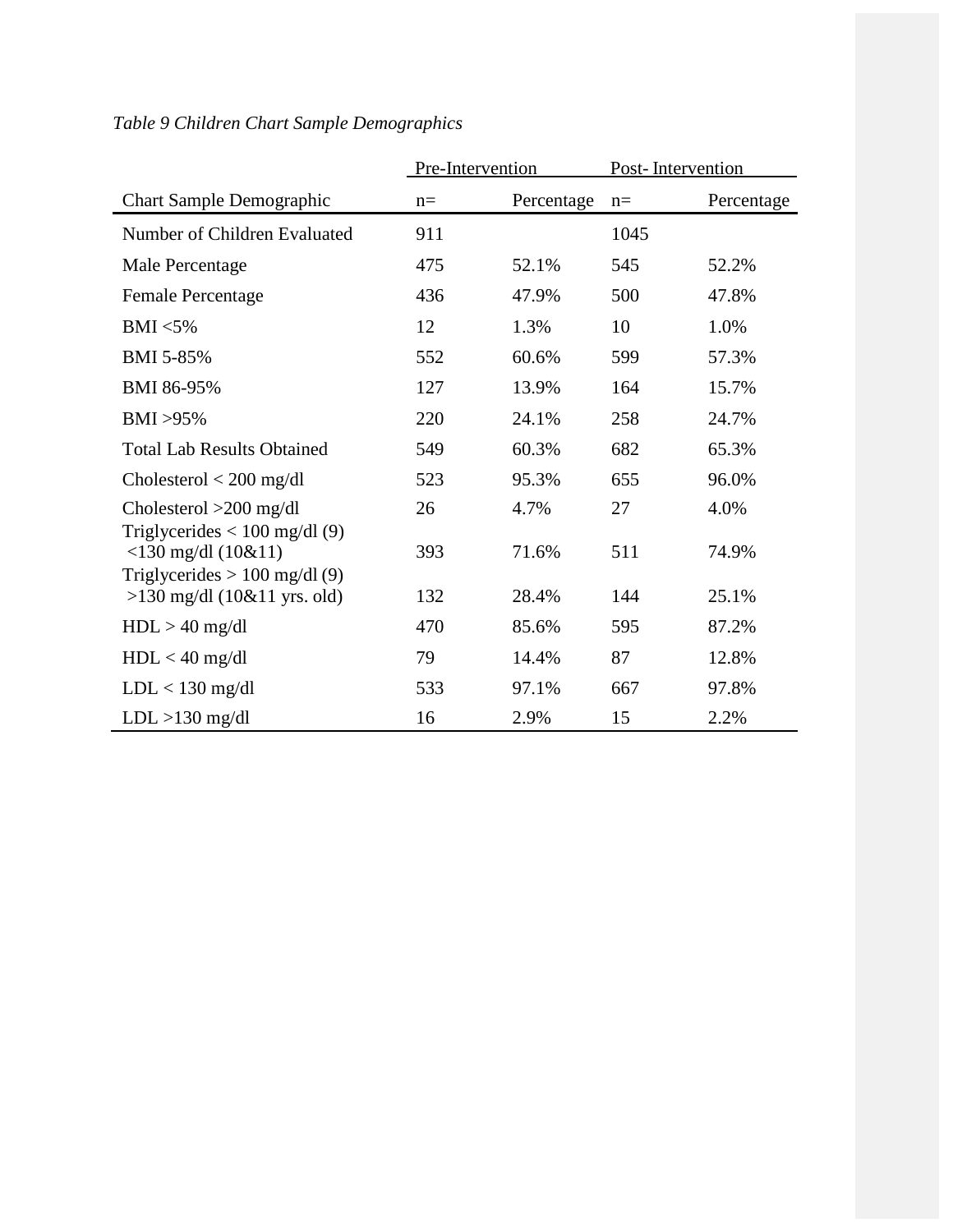*Table 9 Children Chart Sample Demographics*

| | Pre-Intervention | | Post- Intervention | |
|---|---|---|---|---|
| Chart Sample Demographic | n= | Percentage | n= | Percentage |
| Number of Children Evaluated | 911 | | 1045 | |
| Male Percentage | 475 | 52.1% | 545 | 52.2% |
| Female Percentage | 436 | 47.9% | 500 | 47.8% |
| BMI <5% | 12 | 1.3% | 10 | 1.0% |
| BMI 5-85% | 552 | 60.6% | 599 | 57.3% |
| BMI 86-95% | 127 | 13.9% | 164 | 15.7% |
| BMI >95% | 220 | 24.1% | 258 | 24.7% |
| Total Lab Results Obtained | 549 | 60.3% | 682 | 65.3% |
| Cholesterol < 200 mg/dl | 523 | 95.3% | 655 | 96.0% |
| Cholesterol >200 mg/dl | 26 | 4.7% | 27 | 4.0% |
| Triglycerides < 100 mg/dl (9) <130 mg/dl (10&11) | 393 | 71.6% | 511 | 74.9% |
| Triglycerides > 100 mg/dl (9) >130 mg/dl (10&11 yrs. old) | 132 | 28.4% | 144 | 25.1% |
| HDL > 40 mg/dl | 470 | 85.6% | 595 | 87.2% |
| HDL < 40 mg/dl | 79 | 14.4% | 87 | 12.8% |
| LDL < 130 mg/dl | 533 | 97.1% | 667 | 97.8% |
| LDL >130 mg/dl | 16 | 2.9% | 15 | 2.2% |